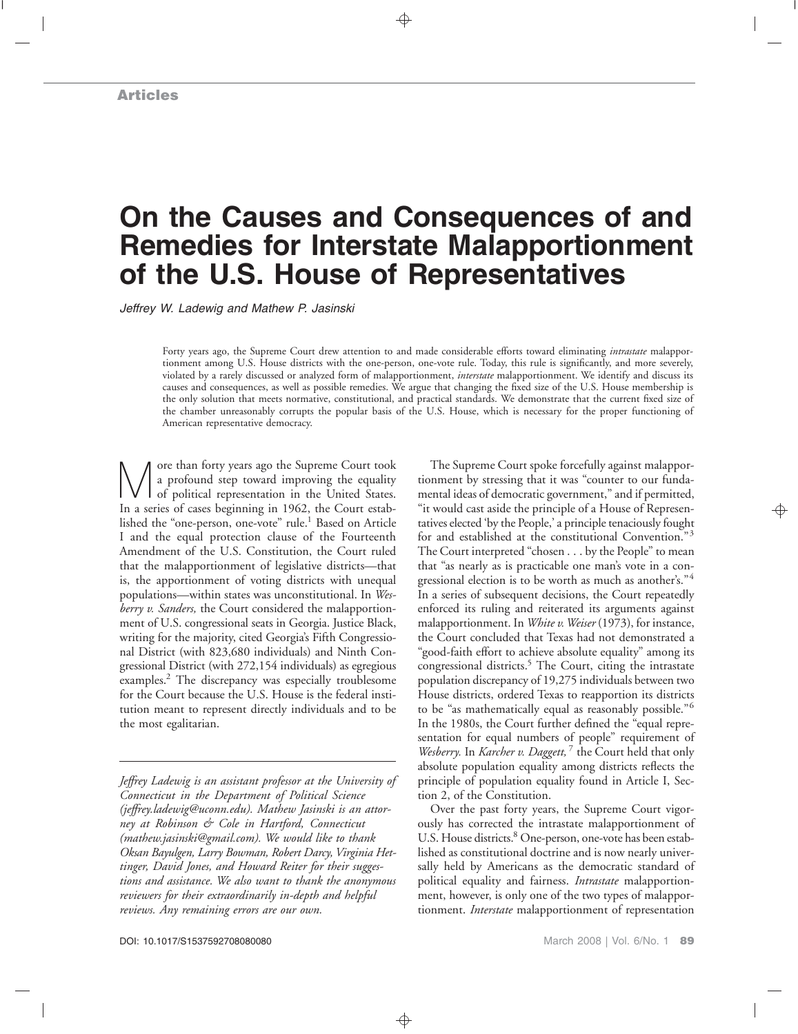**Articles**

# On the Causes and Consequences of and Remedies for Interstate Malapportionment of the U.S. House of Representatives

*Jeffrey W. Ladewig and Mathew P. Jasinski*

Forty years ago, the Supreme Court drew attention to and made considerable efforts toward eliminating *intrastate* malapportionment among U.S. House districts with the one-person, one-vote rule. Today, this rule is significantly, and more severely, violated by a rarely discussed or analyzed form of malapportionment, *interstate* malapportionment. We identify and discuss its causes and consequences, as well as possible remedies. We argue that changing the fixed size of the U.S. House membership is the only solution that meets normative, constitutional, and practical standards. We demonstrate that the current fixed size of the chamber unreasonably corrupts the popular basis of the U.S. House, which is necessary for the proper functioning of American representative democracy.

More than forty years ago the Supreme Court took a profound step toward improving the equality of political representation in the United States. In a series of cases beginning in 1962, the Court established the "one-person, one-vote" rule.[1] Based on Article I and the equal protection clause of the Fourteenth Amendment of the U.S. Constitution, the Court ruled that the malapportionment of legislative districts—that is, the apportionment of voting districts with unequal populations—within states was unconstitutional. In *Wesberry v. Sanders,* the Court considered the malapportionment of U.S. congressional seats in Georgia. Justice Black, writing for the majority, cited Georgia's Fifth Congressional District (with 823,680 individuals) and Ninth Congressional District (with 272,154 individuals) as egregious examples.[2] The discrepancy was especially troublesome for the Court because the U.S. House is the federal institution meant to represent directly individuals and to be the most egalitarian.

*Jeffrey Ladewig is an assistant professor at the University of Connecticut in the Department of Political Science (jeffrey.ladewig@uconn.edu). Mathew Jasinski is an attorney at Robinson & Cole in Hartford, Connecticut (mathew.jasinski@gmail.com). We would like to thank Oksan Bayulgen, Larry Bowman, Robert Darcy, Virginia Hettinger, David Jones, and Howard Reiter for their suggestions and assistance. We also want to thank the anonymous reviewers for their extraordinarily in-depth and helpful reviews. Any remaining errors are our own.*

The Supreme Court spoke forcefully against malapportionment by stressing that it was "counter to our fundamental ideas of democratic government," and if permitted, "it would cast aside the principle of a House of Representatives elected 'by the People,' a principle tenaciously fought for and established at the constitutional Convention."[3] The Court interpreted "chosen . . . by the People" to mean that "as nearly as is practicable one man's vote in a congressional election is to be worth as much as another's."[4] In a series of subsequent decisions, the Court repeatedly enforced its ruling and reiterated its arguments against malapportionment. In *White v. Weiser* (1973), for instance, the Court concluded that Texas had not demonstrated a "good-faith effort to achieve absolute equality" among its congressional districts.[5] The Court, citing the intrastate population discrepancy of 19,275 individuals between two House districts, ordered Texas to reapportion its districts to be "as mathematically equal as reasonably possible."[6] In the 1980s, the Court further defined the "equal representation for equal numbers of people" requirement of *Wesberry.* In *Karcher v. Daggett,*[7] the Court held that only absolute population equality among districts reflects the principle of population equality found in Article I, Section 2, of the Constitution.

Over the past forty years, the Supreme Court vigorously has corrected the intrastate malapportionment of U.S. House districts.[8] One-person, one-vote has been established as constitutional doctrine and is now nearly universally held by Americans as the democratic standard of political equality and fairness. *Intrastate* malapportionment, however, is only one of the two types of malapportionment. *Interstate* malapportionment of representation

DOI: 10.1017/S1537592708080080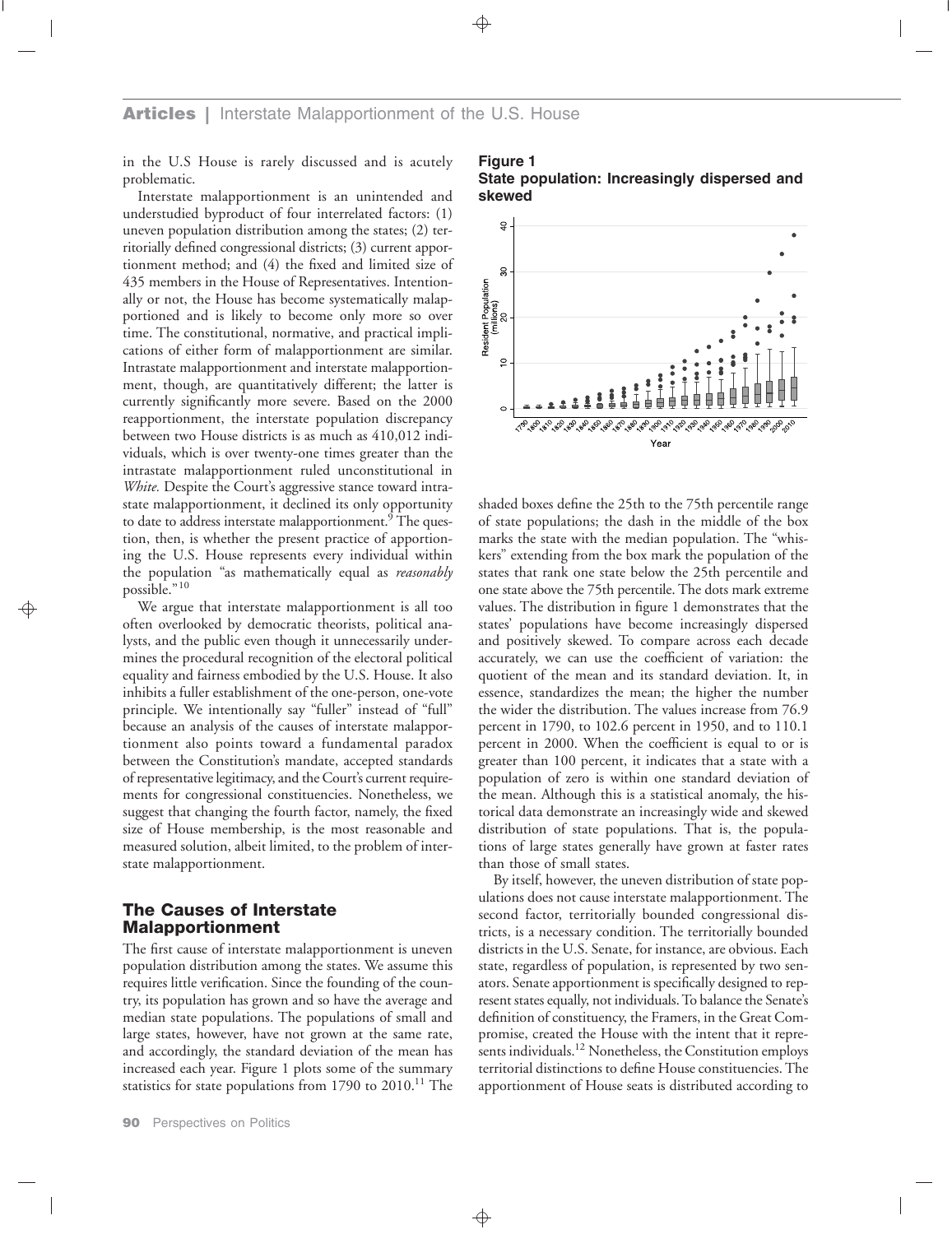in the U.S House is rarely discussed and is acutely problematic.

Interstate malapportionment is an unintended and understudied byproduct of four interrelated factors: (1) uneven population distribution among the states; (2) territorially defined congressional districts; (3) current apportionment method; and (4) the fixed and limited size of 435 members in the House of Representatives. Intentionally or not, the House has become systematically malapportioned and is likely to become only more so over time. The constitutional, normative, and practical implications of either form of malapportionment are similar. Intrastate malapportionment and interstate malapportionment, though, are quantitatively different; the latter is currently significantly more severe. Based on the 2000 reapportionment, the interstate population discrepancy between two House districts is as much as 410,012 individuals, which is over twenty-one times greater than the intrastate malapportionment ruled unconstitutional in *White.* Despite the Court's aggressive stance toward intrastate malapportionment, it declined its only opportunity to date to address interstate malapportionment.[9] The question, then, is whether the present practice of apportioning the U.S. House represents every individual within the population "as mathematically equal as *reasonably* possible."[10]

We argue that interstate malapportionment is all too often overlooked by democratic theorists, political analysts, and the public even though it unnecessarily undermines the procedural recognition of the electoral political equality and fairness embodied by the U.S. House. It also inhibits a fuller establishment of the one-person, one-vote principle. We intentionally say "fuller" instead of "full" because an analysis of the causes of interstate malapportionment also points toward a fundamental paradox between the Constitution's mandate, accepted standards of representative legitimacy, and the Court's current requirements for congressional constituencies. Nonetheless, we suggest that changing the fourth factor, namely, the fixed size of House membership, is the most reasonable and measured solution, albeit limited, to the problem of interstate malapportionment.

## The Causes of Interstate Malapportionment

The first cause of interstate malapportionment is uneven population distribution among the states. We assume this requires little verification. Since the founding of the country, its population has grown and so have the average and median state populations. The populations of small and large states, however, have not grown at the same rate, and accordingly, the standard deviation of the mean has increased each year. Figure 1 plots some of the summary statistics for state populations from 1790 to 2010.[11] The shaded boxes define the 25th to the 75th percentile range of state populations; the dash in the middle of the box marks the state with the median population. The "whiskers" extending from the box mark the population of the states that rank one state below the 25th percentile and one state above the 75th percentile. The dots mark extreme values. The distribution in figure 1 demonstrates that the states' populations have become increasingly dispersed and positively skewed. To compare across each decade accurately, we can use the coefficient of variation: the quotient of the mean and its standard deviation. It, in essence, standardizes the mean; the higher the number the wider the distribution. The values increase from 76.9 percent in 1790, to 102.6 percent in 1950, and to 110.1 percent in 2000. When the coefficient is equal to or is greater than 100 percent, it indicates that a state with a population of zero is within one standard deviation of the mean. Although this is a statistical anomaly, the historical data demonstrate an increasingly wide and skewed distribution of state populations. That is, the populations of large states generally have grown at faster rates than those of small states.

**Figure 1**
**State population: Increasingly dispersed and skewed**

By itself, however, the uneven distribution of state populations does not cause interstate malapportionment. The second factor, territorially bounded congressional districts, is a necessary condition. The territorially bounded districts in the U.S. Senate, for instance, are obvious. Each state, regardless of population, is represented by two senators. Senate apportionment is specifically designed to represent states equally, not individuals. To balance the Senate's definition of constituency, the Framers, in the Great Compromise, created the House with the intent that it represents individuals.[12] Nonetheless, the Constitution employs territorial distinctions to define House constituencies. The apportionment of House seats is distributed according to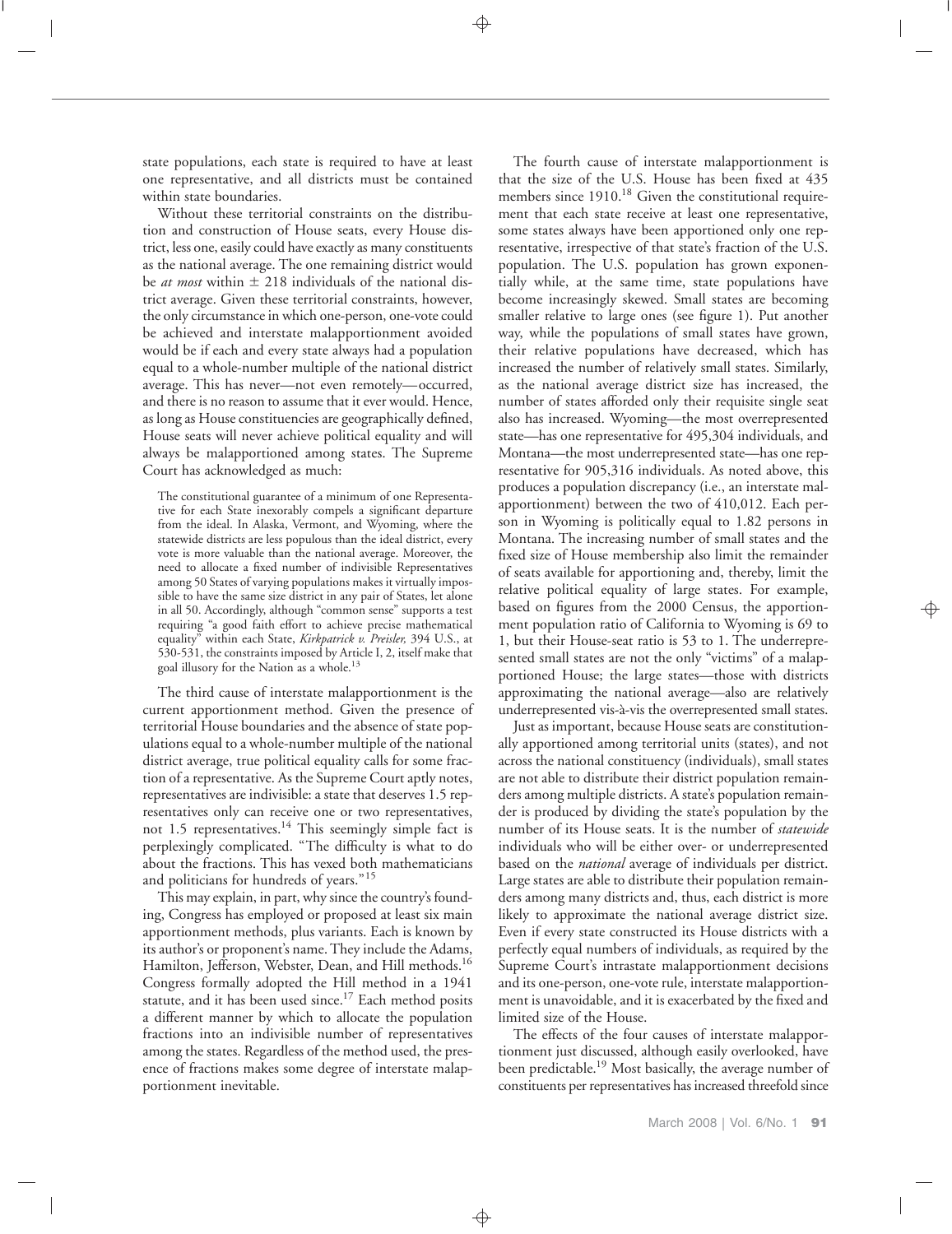state populations, each state is required to have at least one representative, and all districts must be contained within state boundaries.

Without these territorial constraints on the distribution and construction of House seats, every House district, less one, easily could have exactly as many constituents as the national average. The one remaining district would be *at most* within ± 218 individuals of the national district average. Given these territorial constraints, however, the only circumstance in which one-person, one-vote could be achieved and interstate malapportionment avoided would be if each and every state always had a population equal to a whole-number multiple of the national district average. This has never—not even remotely—occurred, and there is no reason to assume that it ever would. Hence, as long as House constituencies are geographically defined, House seats will never achieve political equality and will always be malapportioned among states. The Supreme Court has acknowledged as much:

> The constitutional guarantee of a minimum of one Representative for each State inexorably compels a significant departure from the ideal. In Alaska, Vermont, and Wyoming, where the statewide districts are less populous than the ideal district, every vote is more valuable than the national average. Moreover, the need to allocate a fixed number of indivisible Representatives among 50 States of varying populations makes it virtually impossible to have the same size district in any pair of States, let alone in all 50. Accordingly, although "common sense" supports a test requiring "a good faith effort to achieve precise mathematical equality" within each State, *Kirkpatrick v. Preisler,* 394 U.S., at 530-531, the constraints imposed by Article I, 2, itself make that goal illusory for the Nation as a whole.[13]

The third cause of interstate malapportionment is the current apportionment method. Given the presence of territorial House boundaries and the absence of state populations equal to a whole-number multiple of the national district average, true political equality calls for some fraction of a representative. As the Supreme Court aptly notes, representatives are indivisible: a state that deserves 1.5 representatives only can receive one or two representatives, not 1.5 representatives.[14] This seemingly simple fact is perplexingly complicated. "The difficulty is what to do about the fractions. This has vexed both mathematicians and politicians for hundreds of years."[15]

This may explain, in part, why since the country's founding, Congress has employed or proposed at least six main apportionment methods, plus variants. Each is known by its author's or proponent's name. They include the Adams, Hamilton, Jefferson, Webster, Dean, and Hill methods.[16] Congress formally adopted the Hill method in a 1941 statute, and it has been used since.[17] Each method posits a different manner by which to allocate the population fractions into an indivisible number of representatives among the states. Regardless of the method used, the presence of fractions makes some degree of interstate malapportionment inevitable.

The fourth cause of interstate malapportionment is that the size of the U.S. House has been fixed at 435 members since 1910.[18] Given the constitutional requirement that each state receive at least one representative, some states always have been apportioned only one representative, irrespective of that state's fraction of the U.S. population. The U.S. population has grown exponentially while, at the same time, state populations have become increasingly skewed. Small states are becoming smaller relative to large ones (see figure 1). Put another way, while the populations of small states have grown, their relative populations have decreased, which has increased the number of relatively small states. Similarly, as the national average district size has increased, the number of states afforded only their requisite single seat also has increased. Wyoming—the most overrepresented state—has one representative for 495,304 individuals, and Montana—the most underrepresented state—has one representative for 905,316 individuals. As noted above, this produces a population discrepancy (i.e., an interstate malapportionment) between the two of 410,012. Each person in Wyoming is politically equal to 1.82 persons in Montana. The increasing number of small states and the fixed size of House membership also limit the remainder of seats available for apportioning and, thereby, limit the relative political equality of large states. For example, based on figures from the 2000 Census, the apportionment population ratio of California to Wyoming is 69 to 1, but their House-seat ratio is 53 to 1. The underrepresented small states are not the only "victims" of a malapportioned House; the large states—those with districts approximating the national average—also are relatively underrepresented vis-à-vis the overrepresented small states.

Just as important, because House seats are constitutionally apportioned among territorial units (states), and not across the national constituency (individuals), small states are not able to distribute their district population remainders among multiple districts. A state's population remainder is produced by dividing the state's population by the number of its House seats. It is the number of *statewide* individuals who will be either over- or underrepresented based on the *national* average of individuals per district. Large states are able to distribute their population remainders among many districts and, thus, each district is more likely to approximate the national average district size. Even if every state constructed its House districts with a perfectly equal numbers of individuals, as required by the Supreme Court's intrastate malapportionment decisions and its one-person, one-vote rule, interstate malapportionment is unavoidable, and it is exacerbated by the fixed and limited size of the House.

The effects of the four causes of interstate malapportionment just discussed, although easily overlooked, have been predictable.[19] Most basically, the average number of constituents per representatives has increased threefold since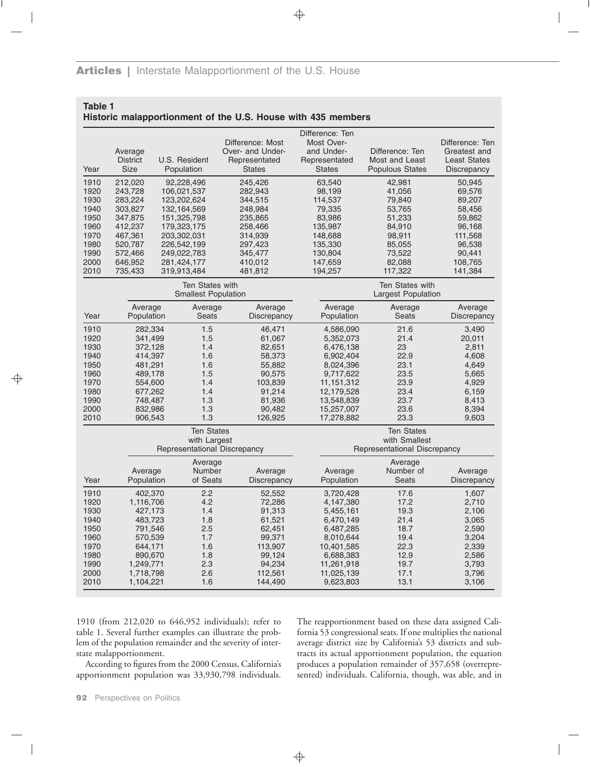**Table 1**
**Historic malapportionment of the U.S. House with 435 members**

| Year | Average District Size | U.S. Resident Population | Difference: Most Over- and Under-Represented States | Difference: Ten Most Over- and Under-Represented States | Difference: Ten Most and Least Populous States | Difference: Ten Greatest and Least States Discrepancy |
|---|---|---|---|---|---|---|
| 1910 | 212,020 | 92,228,496 | 245,426 | 63,540 | 42,981 | 50,945 |
| 1920 | 243,728 | 106,021,537 | 282,943 | 98,199 | 41,056 | 69,576 |
| 1930 | 283,224 | 123,202,624 | 344,515 | 114,537 | 79,840 | 89,207 |
| 1940 | 303,827 | 132,164,569 | 248,984 | 79,335 | 53,765 | 58,456 |
| 1950 | 347,875 | 151,325,798 | 235,865 | 83,986 | 51,233 | 59,862 |
| 1960 | 412,237 | 179,323,175 | 258,466 | 135,987 | 84,910 | 96,168 |
| 1970 | 467,361 | 203,302,031 | 314,939 | 148,688 | 98,911 | 111,568 |
| 1980 | 520,787 | 226,542,199 | 297,423 | 135,330 | 85,055 | 96,538 |
| 1990 | 572,466 | 249,022,783 | 345,477 | 130,804 | 73,522 | 90,441 |
| 2000 | 646,952 | 281,424,177 | 410,012 | 147,659 | 82,088 | 108,765 |
| 2010 | 735,433 | 319,913,484 | 481,812 | 194,257 | 117,322 | 141,384 |

| | Ten States with Smallest Population | | | Ten States with Largest Population | | |
|---|---|---|---|---|---|---|
| Year | Average Population | Average Seats | Average Discrepancy | Average Population | Average Seats | Average Discrepancy |
| 1910 | 282,334 | 1.5 | 46,471 | 4,586,090 | 21.6 | 3,490 |
| 1920 | 341,499 | 1.5 | 61,067 | 5,352,073 | 21.4 | 20,011 |
| 1930 | 372,128 | 1.4 | 82,651 | 6,476,138 | 23 | 2,811 |
| 1940 | 414,397 | 1.6 | 58,373 | 6,902,404 | 22.9 | 4,608 |
| 1950 | 481,291 | 1.6 | 55,882 | 8,024,396 | 23.1 | 4,649 |
| 1960 | 489,178 | 1.5 | 90,575 | 9,717,622 | 23.5 | 5,665 |
| 1970 | 554,600 | 1.4 | 103,839 | 11,151,312 | 23.9 | 4,929 |
| 1980 | 677,262 | 1.4 | 91,214 | 12,179,528 | 23.4 | 6,159 |
| 1990 | 748,487 | 1.3 | 81,936 | 13,548,839 | 23.7 | 8,413 |
| 2000 | 832,986 | 1.3 | 90,482 | 15,257,007 | 23.6 | 8,394 |
| 2010 | 906,543 | 1.3 | 126,925 | 17,278,882 | 23.3 | 9,603 |

| | Ten States with Largest Representational Discrepancy | | | Ten States with Smallest Representational Discrepancy | | |
|---|---|---|---|---|---|---|
| Year | Average Population | Average Number of Seats | Average Discrepancy | Average Population | Average Number of Seats | Average Discrepancy |
| 1910 | 402,370 | 2.2 | 52,552 | 3,720,428 | 17.6 | 1,607 |
| 1920 | 1,116,706 | 4.2 | 72,286 | 4,147,380 | 17.2 | 2,710 |
| 1930 | 427,173 | 1.4 | 91,313 | 5,455,161 | 19.3 | 2,106 |
| 1940 | 483,723 | 1.8 | 61,521 | 6,470,149 | 21.4 | 3,065 |
| 1950 | 791,546 | 2.5 | 62,451 | 6,487,285 | 18.7 | 2,590 |
| 1960 | 570,539 | 1.7 | 99,371 | 8,010,644 | 19.4 | 3,204 |
| 1970 | 644,171 | 1.6 | 113,907 | 10,401,585 | 22.3 | 2,339 |
| 1980 | 890,670 | 1.8 | 99,124 | 6,688,383 | 12.9 | 2,586 |
| 1990 | 1,249,771 | 2.3 | 94,234 | 11,261,918 | 19.7 | 3,793 |
| 2000 | 1,718,798 | 2.6 | 112,561 | 11,025,139 | 17.1 | 3,796 |
| 2010 | 1,104,221 | 1.6 | 144,490 | 9,623,803 | 13.1 | 3,106 |

1910 (from 212,020 to 646,952 individuals); refer to table 1. Several further examples can illustrate the problem of the population remainder and the severity of interstate malapportionment.

According to figures from the 2000 Census, California's apportionment population was 33,930,798 individuals. The reapportionment based on these data assigned California 53 congressional seats. If one multiplies the national average district size by California's 53 districts and subtracts its actual apportionment population, the equation produces a population remainder of 357,658 (overrepresented) individuals. California, though, was able, and in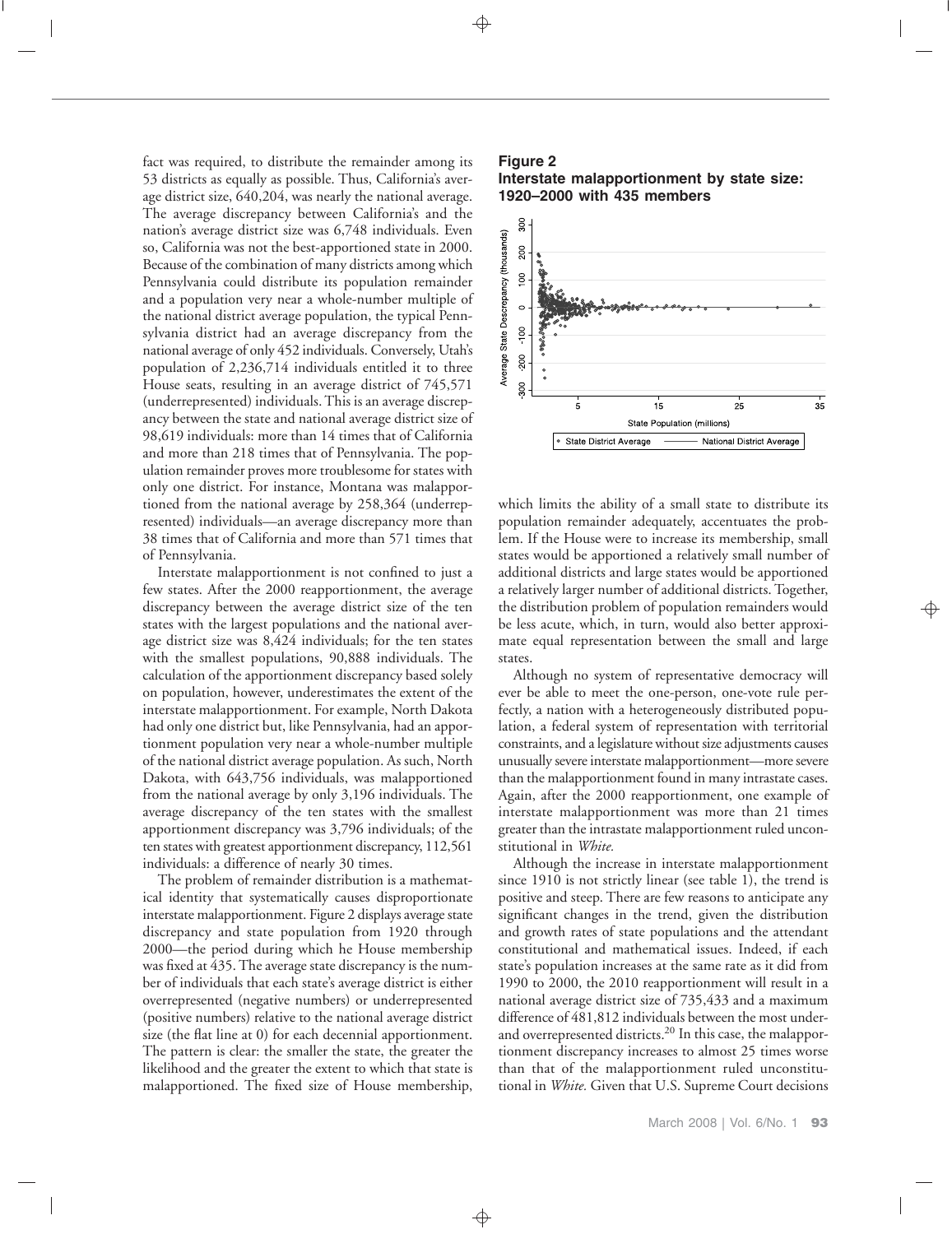fact was required, to distribute the remainder among its 53 districts as equally as possible. Thus, California's average district size, 640,204, was nearly the national average. The average discrepancy between California's and the nation's average district size was 6,748 individuals. Even so, California was not the best-apportioned state in 2000. Because of the combination of many districts among which Pennsylvania could distribute its population remainder and a population very near a whole-number multiple of the national district average population, the typical Pennsylvania district had an average discrepancy from the national average of only 452 individuals. Conversely, Utah's population of 2,236,714 individuals entitled it to three House seats, resulting in an average district of 745,571 (underrepresented) individuals. This is an average discrepancy between the state and national average district size of 98,619 individuals: more than 14 times that of California and more than 218 times that of Pennsylvania. The population remainder proves more troublesome for states with only one district. For instance, Montana was malapportioned from the national average by 258,364 (underrepresented) individuals—an average discrepancy more than 38 times that of California and more than 571 times that of Pennsylvania.

Interstate malapportionment is not confined to just a few states. After the 2000 reapportionment, the average discrepancy between the average district size of the ten states with the largest populations and the national average district size was 8,424 individuals; for the ten states with the smallest populations, 90,888 individuals. The calculation of the apportionment discrepancy based solely on population, however, underestimates the extent of the interstate malapportionment. For example, North Dakota had only one district but, like Pennsylvania, had an apportionment population very near a whole-number multiple of the national district average population. As such, North Dakota, with 643,756 individuals, was malapportioned from the national average by only 3,196 individuals. The average discrepancy of the ten states with the smallest apportionment discrepancy was 3,796 individuals; of the ten states with greatest apportionment discrepancy, 112,561 individuals: a difference of nearly 30 times.

The problem of remainder distribution is a mathematical identity that systematically causes disproportionate interstate malapportionment. Figure 2 displays average state discrepancy and state population from 1920 through 2000—the period during which he House membership was fixed at 435. The average state discrepancy is the number of individuals that each state's average district is either overrepresented (negative numbers) or underrepresented (positive numbers) relative to the national average district size (the flat line at 0) for each decennial apportionment. The pattern is clear: the smaller the state, the greater the likelihood and the greater the extent to which that state is malapportioned. The fixed size of House membership, which limits the ability of a small state to distribute its population remainder adequately, accentuates the problem. If the House were to increase its membership, small states would be apportioned a relatively small number of additional districts and large states would be apportioned a relatively larger number of additional districts. Together, the distribution problem of population remainders would be less acute, which, in turn, would also better approximate equal representation between the small and large states.

**Figure 2**
**Interstate malapportionment by state size: 1920–2000 with 435 members**

Although no system of representative democracy will ever be able to meet the one-person, one-vote rule perfectly, a nation with a heterogeneously distributed population, a federal system of representation with territorial constraints, and a legislature without size adjustments causes unusually severe interstate malapportionment—more severe than the malapportionment found in many intrastate cases. Again, after the 2000 reapportionment, one example of interstate malapportionment was more than 21 times greater than the intrastate malapportionment ruled unconstitutional in *White*.

Although the increase in interstate malapportionment since 1910 is not strictly linear (see table 1), the trend is positive and steep. There are few reasons to anticipate any significant changes in the trend, given the distribution and growth rates of state populations and the attendant constitutional and mathematical issues. Indeed, if each state's population increases at the same rate as it did from 1990 to 2000, the 2010 reapportionment will result in a national average district size of 735,433 and a maximum difference of 481,812 individuals between the most under- and overrepresented districts.[20] In this case, the malapportionment discrepancy increases to almost 25 times worse than that of the malapportionment ruled unconstitutional in *White*. Given that U.S. Supreme Court decisions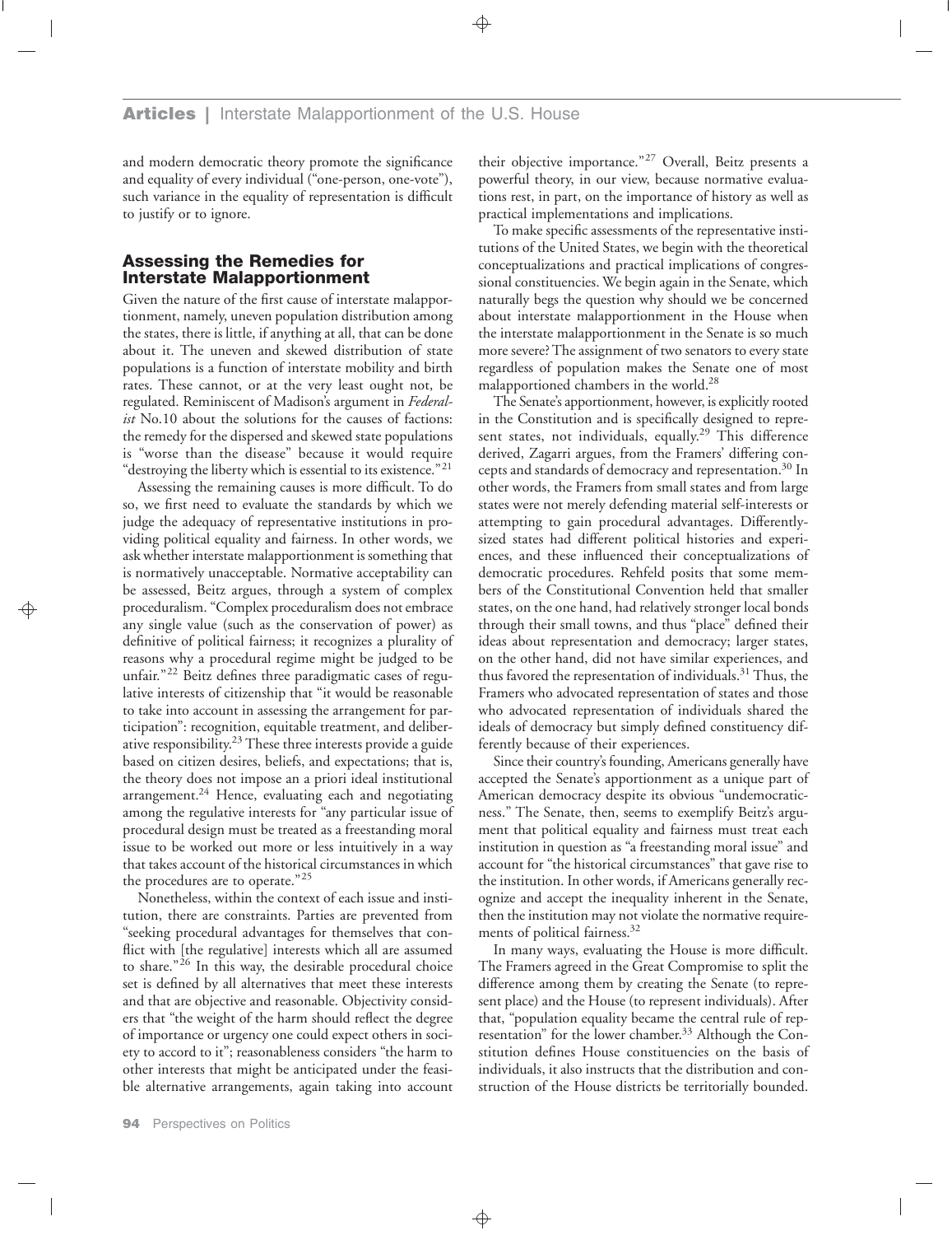and modern democratic theory promote the significance and equality of every individual ("one-person, one-vote"), such variance in the equality of representation is difficult to justify or to ignore.

## Assessing the Remedies for Interstate Malapportionment

Given the nature of the first cause of interstate malapportionment, namely, uneven population distribution among the states, there is little, if anything at all, that can be done about it. The uneven and skewed distribution of state populations is a function of interstate mobility and birth rates. These cannot, or at the very least ought not, be regulated. Reminiscent of Madison's argument in *Federalist* No.10 about the solutions for the causes of factions: the remedy for the dispersed and skewed state populations is "worse than the disease" because it would require "destroying the liberty which is essential to its existence."[21]

Assessing the remaining causes is more difficult. To do so, we first need to evaluate the standards by which we judge the adequacy of representative institutions in providing political equality and fairness. In other words, we ask whether interstate malapportionment is something that is normatively unacceptable. Normative acceptability can be assessed, Beitz argues, through a system of complex proceduralism. "Complex proceduralism does not embrace any single value (such as the conservation of power) as definitive of political fairness; it recognizes a plurality of reasons why a procedural regime might be judged to be unfair."[22] Beitz defines three paradigmatic cases of regulative interests of citizenship that "it would be reasonable to take into account in assessing the arrangement for participation": recognition, equitable treatment, and deliberative responsibility.[23] These three interests provide a guide based on citizen desires, beliefs, and expectations; that is, the theory does not impose an a priori ideal institutional arrangement.[24] Hence, evaluating each and negotiating among the regulative interests for "any particular issue of procedural design must be treated as a freestanding moral issue to be worked out more or less intuitively in a way that takes account of the historical circumstances in which the procedures are to operate."[25]

Nonetheless, within the context of each issue and institution, there are constraints. Parties are prevented from "seeking procedural advantages for themselves that conflict with [the regulative] interests which all are assumed to share."[26] In this way, the desirable procedural choice set is defined by all alternatives that meet these interests and that are objective and reasonable. Objectivity considers that "the weight of the harm should reflect the degree of importance or urgency one could expect others in society to accord to it"; reasonableness considers "the harm to other interests that might be anticipated under the feasible alternative arrangements, again taking into account their objective importance."[27] Overall, Beitz presents a powerful theory, in our view, because normative evaluations rest, in part, on the importance of history as well as practical implementations and implications.

To make specific assessments of the representative institutions of the United States, we begin with the theoretical conceptualizations and practical implications of congressional constituencies. We begin again in the Senate, which naturally begs the question why should we be concerned about interstate malapportionment in the House when the interstate malapportionment in the Senate is so much more severe? The assignment of two senators to every state regardless of population makes the Senate one of most malapportioned chambers in the world.[28]

The Senate's apportionment, however, is explicitly rooted in the Constitution and is specifically designed to represent states, not individuals, equally.[29] This difference derived, Zagarri argues, from the Framers' differing concepts and standards of democracy and representation.[30] In other words, the Framers from small states and from large states were not merely defending material self-interests or attempting to gain procedural advantages. Differently-sized states had different political histories and experiences, and these influenced their conceptualizations of democratic procedures. Rehfeld posits that some members of the Constitutional Convention held that smaller states, on the one hand, had relatively stronger local bonds through their small towns, and thus "place" defined their ideas about representation and democracy; larger states, on the other hand, did not have similar experiences, and thus favored the representation of individuals.[31] Thus, the Framers who advocated representation of states and those who advocated representation of individuals shared the ideals of democracy but simply defined constituency differently because of their experiences.

Since their country's founding, Americans generally have accepted the Senate's apportionment as a unique part of American democracy despite its obvious "undemocraticness." The Senate, then, seems to exemplify Beitz's argument that political equality and fairness must treat each institution in question as "a freestanding moral issue" and account for "the historical circumstances" that gave rise to the institution. In other words, if Americans generally recognize and accept the inequality inherent in the Senate, then the institution may not violate the normative requirements of political fairness.[32]

In many ways, evaluating the House is more difficult. The Framers agreed in the Great Compromise to split the difference among them by creating the Senate (to represent place) and the House (to represent individuals). After that, "population equality became the central rule of representation" for the lower chamber.[33] Although the Constitution defines House constituencies on the basis of individuals, it also instructs that the distribution and construction of the House districts be territorially bounded.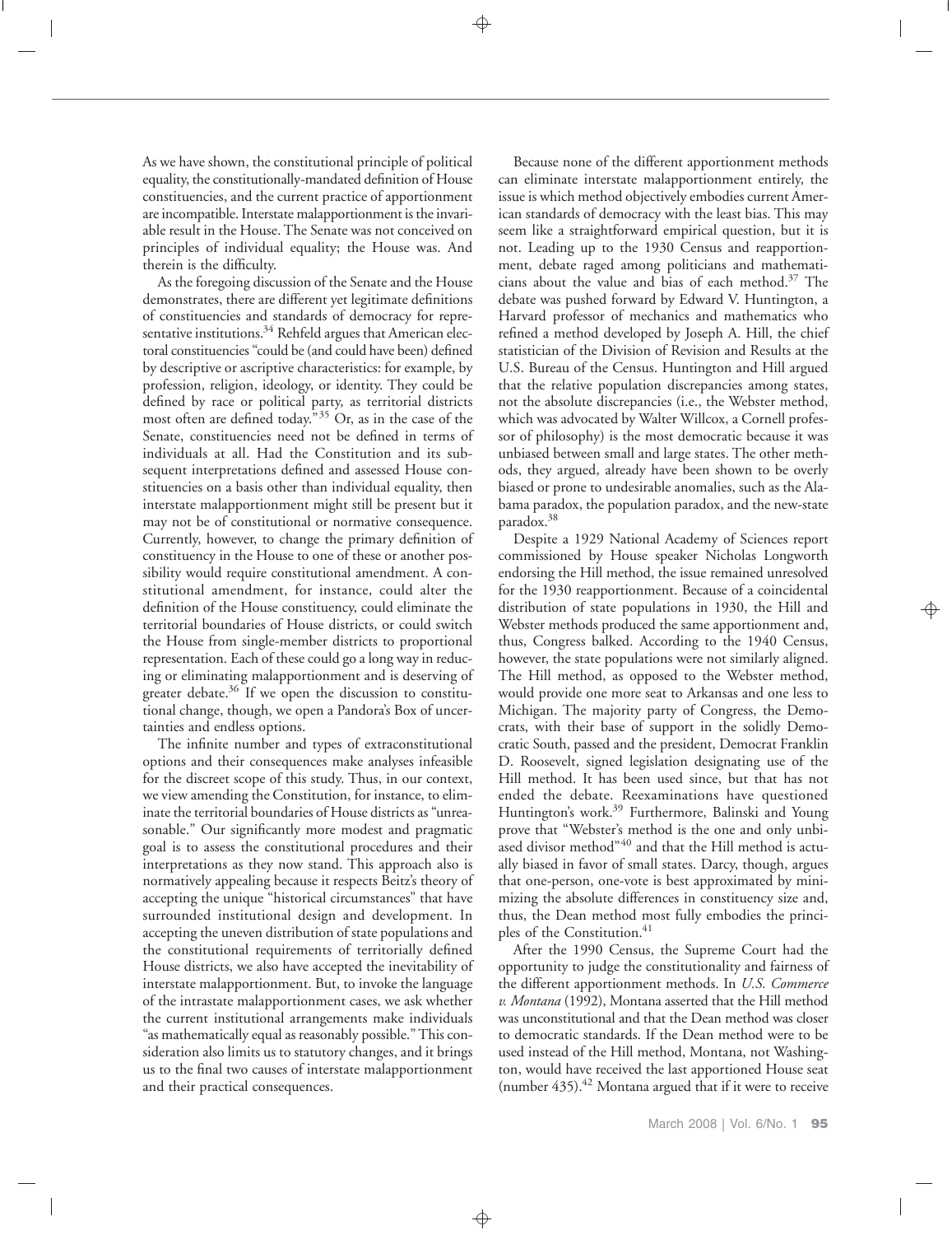As we have shown, the constitutional principle of political equality, the constitutionally-mandated definition of House constituencies, and the current practice of apportionment are incompatible. Interstate malapportionment is the invariable result in the House. The Senate was not conceived on principles of individual equality; the House was. And therein is the difficulty.

As the foregoing discussion of the Senate and the House demonstrates, there are different yet legitimate definitions of constituencies and standards of democracy for representative institutions.[34] Rehfeld argues that American electoral constituencies "could be (and could have been) defined by descriptive or ascriptive characteristics: for example, by profession, religion, ideology, or identity. They could be defined by race or political party, as territorial districts most often are defined today."[35] Or, as in the case of the Senate, constituencies need not be defined in terms of individuals at all. Had the Constitution and its subsequent interpretations defined and assessed House constituencies on a basis other than individual equality, then interstate malapportionment might still be present but it may not be of constitutional or normative consequence. Currently, however, to change the primary definition of constituency in the House to one of these or another possibility would require constitutional amendment. A constitutional amendment, for instance, could alter the definition of the House constituency, could eliminate the territorial boundaries of House districts, or could switch the House from single-member districts to proportional representation. Each of these could go a long way in reducing or eliminating malapportionment and is deserving of greater debate.[36] If we open the discussion to constitutional change, though, we open a Pandora's Box of uncertainties and endless options.

The infinite number and types of extraconstitutional options and their consequences make analyses infeasible for the discreet scope of this study. Thus, in our context, we view amending the Constitution, for instance, to eliminate the territorial boundaries of House districts as "unreasonable." Our significantly more modest and pragmatic goal is to assess the constitutional procedures and their interpretations as they now stand. This approach also is normatively appealing because it respects Beitz's theory of accepting the unique "historical circumstances" that have surrounded institutional design and development. In accepting the uneven distribution of state populations and the constitutional requirements of territorially defined House districts, we also have accepted the inevitability of interstate malapportionment. But, to invoke the language of the intrastate malapportionment cases, we ask whether the current institutional arrangements make individuals "as mathematically equal as reasonably possible." This consideration also limits us to statutory changes, and it brings us to the final two causes of interstate malapportionment and their practical consequences.

Because none of the different apportionment methods can eliminate interstate malapportionment entirely, the issue is which method objectively embodies current American standards of democracy with the least bias. This may seem like a straightforward empirical question, but it is not. Leading up to the 1930 Census and reapportionment, debate raged among politicians and mathematicians about the value and bias of each method.[37] The debate was pushed forward by Edward V. Huntington, a Harvard professor of mechanics and mathematics who refined a method developed by Joseph A. Hill, the chief statistician of the Division of Revision and Results at the U.S. Bureau of the Census. Huntington and Hill argued that the relative population discrepancies among states, not the absolute discrepancies (i.e., the Webster method, which was advocated by Walter Willcox, a Cornell professor of philosophy) is the most democratic because it was unbiased between small and large states. The other methods, they argued, already have been shown to be overly biased or prone to undesirable anomalies, such as the Alabama paradox, the population paradox, and the new-state paradox.[38]

Despite a 1929 National Academy of Sciences report commissioned by House speaker Nicholas Longworth endorsing the Hill method, the issue remained unresolved for the 1930 reapportionment. Because of a coincidental distribution of state populations in 1930, the Hill and Webster methods produced the same apportionment and, thus, Congress balked. According to the 1940 Census, however, the state populations were not similarly aligned. The Hill method, as opposed to the Webster method, would provide one more seat to Arkansas and one less to Michigan. The majority party of Congress, the Democrats, with their base of support in the solidly Democratic South, passed and the president, Democrat Franklin D. Roosevelt, signed legislation designating use of the Hill method. It has been used since, but that has not ended the debate. Reexaminations have questioned Huntington's work.[39] Furthermore, Balinski and Young prove that "Webster's method is the one and only unbiased divisor method"[40] and that the Hill method is actually biased in favor of small states. Darcy, though, argues that one-person, one-vote is best approximated by minimizing the absolute differences in constituency size and, thus, the Dean method most fully embodies the principles of the Constitution.[41]

After the 1990 Census, the Supreme Court had the opportunity to judge the constitutionality and fairness of the different apportionment methods. In *U.S. Commerce v. Montana* (1992), Montana asserted that the Hill method was unconstitutional and that the Dean method was closer to democratic standards. If the Dean method were to be used instead of the Hill method, Montana, not Washington, would have received the last apportioned House seat (number 435).[42] Montana argued that if it were to receive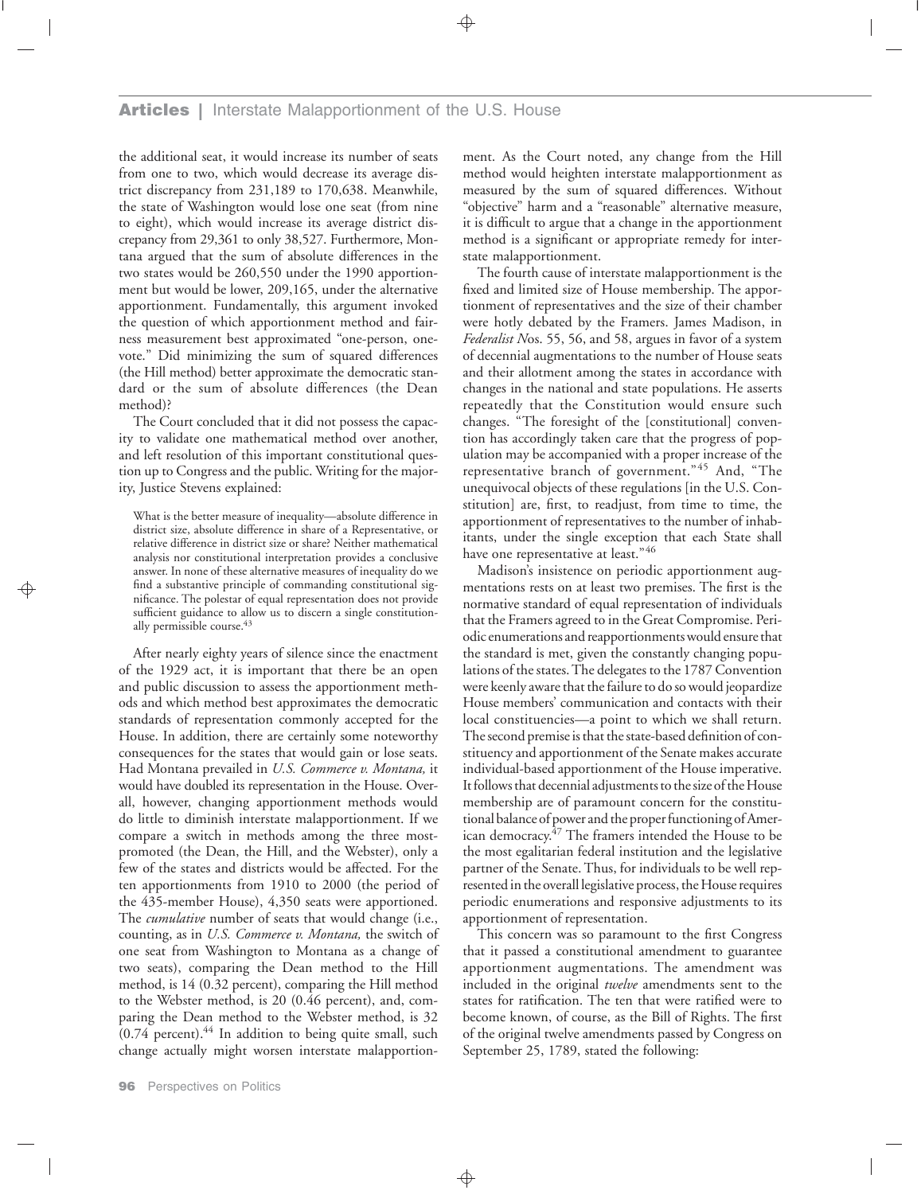the additional seat, it would increase its number of seats from one to two, which would decrease its average district discrepancy from 231,189 to 170,638. Meanwhile, the state of Washington would lose one seat (from nine to eight), which would increase its average district discrepancy from 29,361 to only 38,527. Furthermore, Montana argued that the sum of absolute differences in the two states would be 260,550 under the 1990 apportionment but would be lower, 209,165, under the alternative apportionment. Fundamentally, this argument invoked the question of which apportionment method and fairness measurement best approximated "one-person, one-vote." Did minimizing the sum of squared differences (the Hill method) better approximate the democratic standard or the sum of absolute differences (the Dean method)?

The Court concluded that it did not possess the capacity to validate one mathematical method over another, and left resolution of this important constitutional question up to Congress and the public. Writing for the majority, Justice Stevens explained:

> What is the better measure of inequality—absolute difference in district size, absolute difference in share of a Representative, or relative difference in district size or share? Neither mathematical analysis nor constitutional interpretation provides a conclusive answer. In none of these alternative measures of inequality do we find a substantive principle of commanding constitutional significance. The polestar of equal representation does not provide sufficient guidance to allow us to discern a single constitutionally permissible course.[43]

After nearly eighty years of silence since the enactment of the 1929 act, it is important that there be an open and public discussion to assess the apportionment methods and which method best approximates the democratic standards of representation commonly accepted for the House. In addition, there are certainly some noteworthy consequences for the states that would gain or lose seats. Had Montana prevailed in *U.S. Commerce v. Montana,* it would have doubled its representation in the House. Overall, however, changing apportionment methods would do little to diminish interstate malapportionment. If we compare a switch in methods among the three most-promoted (the Dean, the Hill, and the Webster), only a few of the states and districts would be affected. For the ten apportionments from 1910 to 2000 (the period of the 435-member House), 4,350 seats were apportioned. The *cumulative* number of seats that would change (i.e., counting, as in *U.S. Commerce v. Montana,* the switch of one seat from Washington to Montana as a change of two seats), comparing the Dean method to the Hill method, is 14 (0.32 percent), comparing the Hill method to the Webster method, is 20 (0.46 percent), and, comparing the Dean method to the Webster method, is 32 (0.74 percent).[44] In addition to being quite small, such change actually might worsen interstate malapportionment. As the Court noted, any change from the Hill method would heighten interstate malapportionment as measured by the sum of squared differences. Without "objective" harm and a "reasonable" alternative measure, it is difficult to argue that a change in the apportionment method is a significant or appropriate remedy for interstate malapportionment.

The fourth cause of interstate malapportionment is the fixed and limited size of House membership. The apportionment of representatives and the size of their chamber were hotly debated by the Framers. James Madison, in *Federalist N*os. 55, 56, and 58, argues in favor of a system of decennial augmentations to the number of House seats and their allotment among the states in accordance with changes in the national and state populations. He asserts repeatedly that the Constitution would ensure such changes. "The foresight of the [constitutional] convention has accordingly taken care that the progress of population may be accompanied with a proper increase of the representative branch of government."[45] And, "The unequivocal objects of these regulations [in the U.S. Constitution] are, first, to readjust, from time to time, the apportionment of representatives to the number of inhabitants, under the single exception that each State shall have one representative at least."[46]

Madison's insistence on periodic apportionment augmentations rests on at least two premises. The first is the normative standard of equal representation of individuals that the Framers agreed to in the Great Compromise. Periodic enumerations and reapportionments would ensure that the standard is met, given the constantly changing populations of the states. The delegates to the 1787 Convention were keenly aware that the failure to do so would jeopardize House members' communication and contacts with their local constituencies—a point to which we shall return. The second premise is that the state-based definition of constituency and apportionment of the Senate makes accurate individual-based apportionment of the House imperative. It follows that decennial adjustments to the size of the House membership are of paramount concern for the constitutional balance of power and the proper functioning of American democracy.[47] The framers intended the House to be the most egalitarian federal institution and the legislative partner of the Senate. Thus, for individuals to be well represented in the overall legislative process, the House requires periodic enumerations and responsive adjustments to its apportionment of representation.

This concern was so paramount to the first Congress that it passed a constitutional amendment to guarantee apportionment augmentations. The amendment was included in the original *twelve* amendments sent to the states for ratification. The ten that were ratified were to become known, of course, as the Bill of Rights. The first of the original twelve amendments passed by Congress on September 25, 1789, stated the following: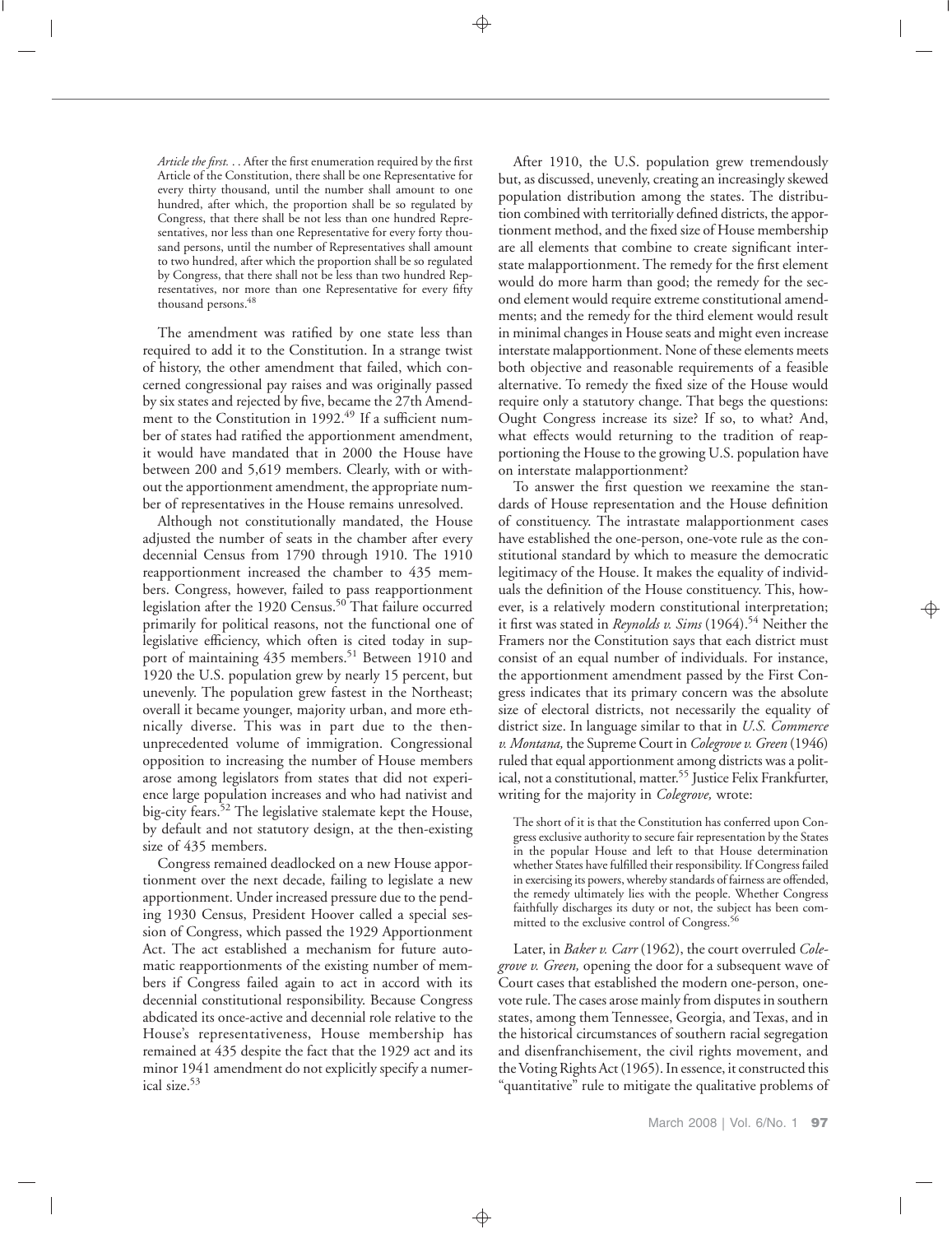> *Article the first.* . . After the first enumeration required by the first Article of the Constitution, there shall be one Representative for every thirty thousand, until the number shall amount to one hundred, after which, the proportion shall be so regulated by Congress, that there shall be not less than one hundred Representatives, nor less than one Representative for every forty thousand persons, until the number of Representatives shall amount to two hundred, after which the proportion shall be so regulated by Congress, that there shall not be less than two hundred Representatives, nor more than one Representative for every fifty thousand persons.[48]

The amendment was ratified by one state less than required to add it to the Constitution. In a strange twist of history, the other amendment that failed, which concerned congressional pay raises and was originally passed by six states and rejected by five, became the 27th Amendment to the Constitution in 1992.[49] If a sufficient number of states had ratified the apportionment amendment, it would have mandated that in 2000 the House have between 200 and 5,619 members. Clearly, with or without the apportionment amendment, the appropriate number of representatives in the House remains unresolved.

Although not constitutionally mandated, the House adjusted the number of seats in the chamber after every decennial Census from 1790 through 1910. The 1910 reapportionment increased the chamber to 435 members. Congress, however, failed to pass reapportionment legislation after the 1920 Census.[50] That failure occurred primarily for political reasons, not the functional one of legislative efficiency, which often is cited today in support of maintaining 435 members.[51] Between 1910 and 1920 the U.S. population grew by nearly 15 percent, but unevenly. The population grew fastest in the Northeast; overall it became younger, majority urban, and more ethnically diverse. This was in part due to the then-unprecedented volume of immigration. Congressional opposition to increasing the number of House members arose among legislators from states that did not experience large population increases and who had nativist and big-city fears.[52] The legislative stalemate kept the House, by default and not statutory design, at the then-existing size of 435 members.

Congress remained deadlocked on a new House apportionment over the next decade, failing to legislate a new apportionment. Under increased pressure due to the pending 1930 Census, President Hoover called a special session of Congress, which passed the 1929 Apportionment Act. The act established a mechanism for future automatic reapportionments of the existing number of members if Congress failed again to act in accord with its decennial constitutional responsibility. Because Congress abdicated its once-active and decennial role relative to the House's representativeness, House membership has remained at 435 despite the fact that the 1929 act and its minor 1941 amendment do not explicitly specify a numerical size.[53]

After 1910, the U.S. population grew tremendously but, as discussed, unevenly, creating an increasingly skewed population distribution among the states. The distribution combined with territorially defined districts, the apportionment method, and the fixed size of House membership are all elements that combine to create significant interstate malapportionment. The remedy for the first element would do more harm than good; the remedy for the second element would require extreme constitutional amendments; and the remedy for the third element would result in minimal changes in House seats and might even increase interstate malapportionment. None of these elements meets both objective and reasonable requirements of a feasible alternative. To remedy the fixed size of the House would require only a statutory change. That begs the questions: Ought Congress increase its size? If so, to what? And, what effects would returning to the tradition of reapportioning the House to the growing U.S. population have on interstate malapportionment?

To answer the first question we reexamine the standards of House representation and the House definition of constituency. The intrastate malapportionment cases have established the one-person, one-vote rule as the constitutional standard by which to measure the democratic legitimacy of the House. It makes the equality of individuals the definition of the House constituency. This, however, is a relatively modern constitutional interpretation; it first was stated in *Reynolds v. Sims* (1964).[54] Neither the Framers nor the Constitution says that each district must consist of an equal number of individuals. For instance, the apportionment amendment passed by the First Congress indicates that its primary concern was the absolute size of electoral districts, not necessarily the equality of district size. In language similar to that in *U.S. Commerce v. Montana,* the Supreme Court in *Colegrove v. Green* (1946) ruled that equal apportionment among districts was a political, not a constitutional, matter.[55] Justice Felix Frankfurter, writing for the majority in *Colegrove,* wrote:

> The short of it is that the Constitution has conferred upon Congress exclusive authority to secure fair representation by the States in the popular House and left to that House determination whether States have fulfilled their responsibility. If Congress failed in exercising its powers, whereby standards of fairness are offended, the remedy ultimately lies with the people. Whether Congress faithfully discharges its duty or not, the subject has been committed to the exclusive control of Congress.[56]

Later, in *Baker v. Carr* (1962), the court overruled *Colegrove v. Green,* opening the door for a subsequent wave of Court cases that established the modern one-person, one-vote rule. The cases arose mainly from disputes in southern states, among them Tennessee, Georgia, and Texas, and in the historical circumstances of southern racial segregation and disenfranchisement, the civil rights movement, and the Voting Rights Act (1965). In essence, it constructed this "quantitative" rule to mitigate the qualitative problems of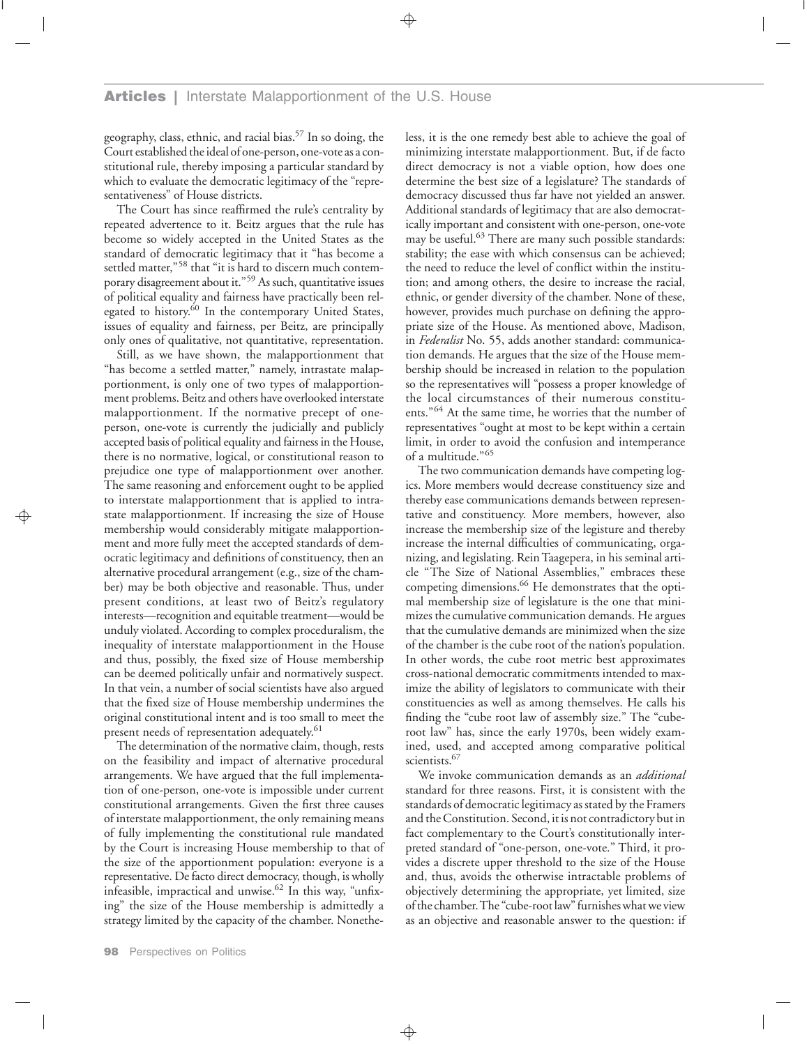geography, class, ethnic, and racial bias.[57] In so doing, the Court established the ideal of one-person, one-vote as a constitutional rule, thereby imposing a particular standard by which to evaluate the democratic legitimacy of the "representativeness" of House districts.

The Court has since reaffirmed the rule's centrality by repeated advertence to it. Beitz argues that the rule has become so widely accepted in the United States as the standard of democratic legitimacy that it "has become a settled matter,"[58] that "it is hard to discern much contemporary disagreement about it."[59] As such, quantitative issues of political equality and fairness have practically been relegated to history.[60] In the contemporary United States, issues of equality and fairness, per Beitz, are principally only ones of qualitative, not quantitative, representation.

Still, as we have shown, the malapportionment that "has become a settled matter," namely, intrastate malapportionment, is only one of two types of malapportionment problems. Beitz and others have overlooked interstate malapportionment. If the normative precept of one-person, one-vote is currently the judicially and publicly accepted basis of political equality and fairness in the House, there is no normative, logical, or constitutional reason to prejudice one type of malapportionment over another. The same reasoning and enforcement ought to be applied to interstate malapportionment that is applied to intrastate malapportionment. If increasing the size of House membership would considerably mitigate malapportionment and more fully meet the accepted standards of democratic legitimacy and definitions of constituency, then an alternative procedural arrangement (e.g., size of the chamber) may be both objective and reasonable. Thus, under present conditions, at least two of Beitz's regulatory interests—recognition and equitable treatment—would be unduly violated. According to complex proceduralism, the inequality of interstate malapportionment in the House and thus, possibly, the fixed size of House membership can be deemed politically unfair and normatively suspect. In that vein, a number of social scientists have also argued that the fixed size of House membership undermines the original constitutional intent and is too small to meet the present needs of representation adequately.[61]

The determination of the normative claim, though, rests on the feasibility and impact of alternative procedural arrangements. We have argued that the full implementation of one-person, one-vote is impossible under current constitutional arrangements. Given the first three causes of interstate malapportionment, the only remaining means of fully implementing the constitutional rule mandated by the Court is increasing House membership to that of the size of the apportionment population: everyone is a representative. De facto direct democracy, though, is wholly infeasible, impractical and unwise.[62] In this way, "unfixing" the size of the House membership is admittedly a strategy limited by the capacity of the chamber. Nonetheless, it is the one remedy best able to achieve the goal of minimizing interstate malapportionment. But, if de facto direct democracy is not a viable option, how does one determine the best size of a legislature? The standards of democracy discussed thus far have not yielded an answer. Additional standards of legitimacy that are also democratically important and consistent with one-person, one-vote may be useful.[63] There are many such possible standards: stability; the ease with which consensus can be achieved; the need to reduce the level of conflict within the institution; and among others, the desire to increase the racial, ethnic, or gender diversity of the chamber. None of these, however, provides much purchase on defining the appropriate size of the House. As mentioned above, Madison, in *Federalist* No. 55, adds another standard: communication demands. He argues that the size of the House membership should be increased in relation to the population so the representatives will "possess a proper knowledge of the local circumstances of their numerous constituents."[64] At the same time, he worries that the number of representatives "ought at most to be kept within a certain limit, in order to avoid the confusion and intemperance of a multitude."[65]

The two communication demands have competing logics. More members would decrease constituency size and thereby ease communications demands between representative and constituency. More members, however, also increase the membership size of the legisture and thereby increase the internal difficulties of communicating, organizing, and legislating. Rein Taagepera, in his seminal article "The Size of National Assemblies," embraces these competing dimensions.[66] He demonstrates that the optimal membership size of legislature is the one that minimizes the cumulative communication demands. He argues that the cumulative demands are minimized when the size of the chamber is the cube root of the nation's population. In other words, the cube root metric best approximates cross-national democratic commitments intended to maximize the ability of legislators to communicate with their constituencies as well as among themselves. He calls his finding the "cube root law of assembly size." The "cube-root law" has, since the early 1970s, been widely examined, used, and accepted among comparative political scientists.[67]

We invoke communication demands as an *additional* standard for three reasons. First, it is consistent with the standards of democratic legitimacy as stated by the Framers and the Constitution. Second, it is not contradictory but in fact complementary to the Court's constitutionally interpreted standard of "one-person, one-vote." Third, it provides a discrete upper threshold to the size of the House and, thus, avoids the otherwise intractable problems of objectively determining the appropriate, yet limited, size of the chamber. The "cube-root law" furnishes what we view as an objective and reasonable answer to the question: if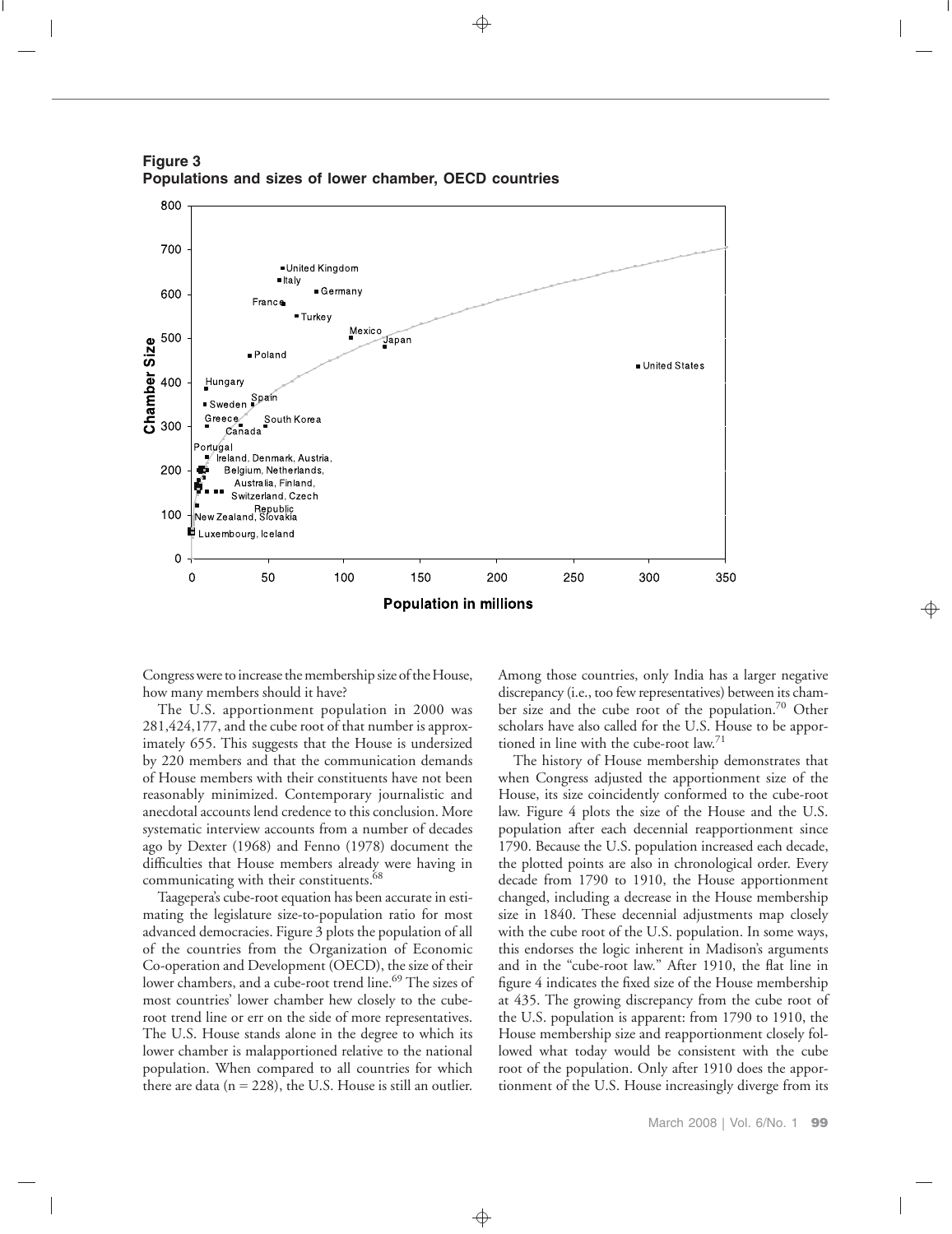**Figure 3**
**Populations and sizes of lower chamber, OECD countries**

Congress were to increase the membership size of the House, how many members should it have?

The U.S. apportionment population in 2000 was 281,424,177, and the cube root of that number is approximately 655. This suggests that the House is undersized by 220 members and that the communication demands of House members with their constituents have not been reasonably minimized. Contemporary journalistic and anecdotal accounts lend credence to this conclusion. More systematic interview accounts from a number of decades ago by Dexter (1968) and Fenno (1978) document the difficulties that House members already were having in communicating with their constituents.[68]

Taagepera's cube-root equation has been accurate in estimating the legislature size-to-population ratio for most advanced democracies. Figure 3 plots the population of all of the countries from the Organization of Economic Co-operation and Development (OECD), the size of their lower chambers, and a cube-root trend line.[69] The sizes of most countries' lower chamber hew closely to the cube-root trend line or err on the side of more representatives. The U.S. House stands alone in the degree to which its lower chamber is malapportioned relative to the national population. When compared to all countries for which there are data (n = 228), the U.S. House is still an outlier. Among those countries, only India has a larger negative discrepancy (i.e., too few representatives) between its chamber size and the cube root of the population.[70] Other scholars have also called for the U.S. House to be apportioned in line with the cube-root law.[71]

The history of House membership demonstrates that when Congress adjusted the apportionment size of the House, its size coincidently conformed to the cube-root law. Figure 4 plots the size of the House and the U.S. population after each decennial reapportionment since 1790. Because the U.S. population increased each decade, the plotted points are also in chronological order. Every decade from 1790 to 1910, the House apportionment changed, including a decrease in the House membership size in 1840. These decennial adjustments map closely with the cube root of the U.S. population. In some ways, this endorses the logic inherent in Madison's arguments and in the "cube-root law." After 1910, the flat line in figure 4 indicates the fixed size of the House membership at 435. The growing discrepancy from the cube root of the U.S. population is apparent: from 1790 to 1910, the House membership size and reapportionment closely followed what today would be consistent with the cube root of the population. Only after 1910 does the apportionment of the U.S. House increasingly diverge from its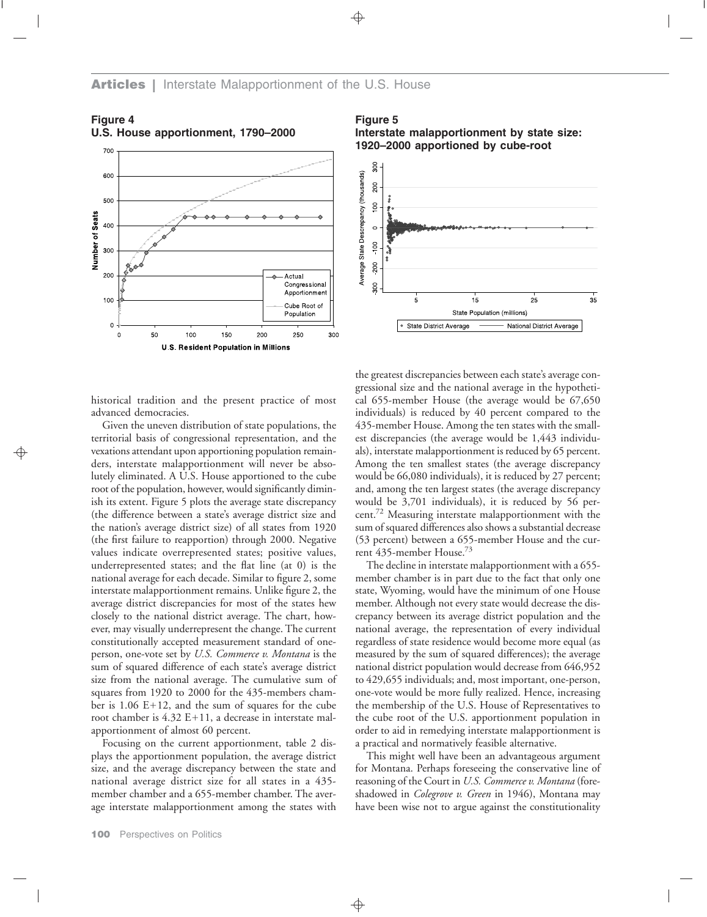**Figure 4**
**U.S. House apportionment, 1790–2000**

**Figure 5**
**Interstate malapportionment by state size: 1920–2000 apportioned by cube-root**

historical tradition and the present practice of most advanced democracies.

Given the uneven distribution of state populations, the territorial basis of congressional representation, and the vexations attendant upon apportioning population remainders, interstate malapportionment will never be absolutely eliminated. A U.S. House apportioned to the cube root of the population, however, would significantly diminish its extent. Figure 5 plots the average state discrepancy (the difference between a state's average district size and the nation's average district size) of all states from 1920 (the first failure to reapportion) through 2000. Negative values indicate overrepresented states; positive values, underrepresented states; and the flat line (at 0) is the national average for each decade. Similar to figure 2, some interstate malapportionment remains. Unlike figure 2, the average district discrepancies for most of the states hew closely to the national district average. The chart, however, may visually underrepresent the change. The current constitutionally accepted measurement standard of one-person, one-vote set by *U.S. Commerce v. Montana* is the sum of squared difference of each state's average district size from the national average. The cumulative sum of squares from 1920 to 2000 for the 435-members chamber is 1.06 E+12, and the sum of squares for the cube root chamber is 4.32 E+11, a decrease in interstate malapportionment of almost 60 percent.

Focusing on the current apportionment, table 2 displays the apportionment population, the average district size, and the average discrepancy between the state and national average district size for all states in a 435-member chamber and a 655-member chamber. The average interstate malapportionment among the states with the greatest discrepancies between each state's average congressional size and the national average in the hypothetical 655-member House (the average would be 67,650 individuals) is reduced by 40 percent compared to the 435-member House. Among the ten states with the smallest discrepancies (the average would be 1,443 individuals), interstate malapportionment is reduced by 65 percent. Among the ten smallest states (the average discrepancy would be 66,080 individuals), it is reduced by 27 percent; and, among the ten largest states (the average discrepancy would be 3,701 individuals), it is reduced by 56 percent.[72] Measuring interstate malapportionment with the sum of squared differences also shows a substantial decrease (53 percent) between a 655-member House and the current 435-member House.[73]

The decline in interstate malapportionment with a 655-member chamber is in part due to the fact that only one state, Wyoming, would have the minimum of one House member. Although not every state would decrease the discrepancy between its average district population and the national average, the representation of every individual regardless of state residence would become more equal (as measured by the sum of squared differences); the average national district population would decrease from 646,952 to 429,655 individuals; and, most important, one-person, one-vote would be more fully realized. Hence, increasing the membership of the U.S. House of Representatives to the cube root of the U.S. apportionment population in order to aid in remedying interstate malapportionment is a practical and normatively feasible alternative.

This might well have been an advantageous argument for Montana. Perhaps foreseeing the conservative line of reasoning of the Court in *U.S. Commerce v. Montana* (foreshadowed in *Colegrove v. Green* in 1946), Montana may have been wise not to argue against the constitutionality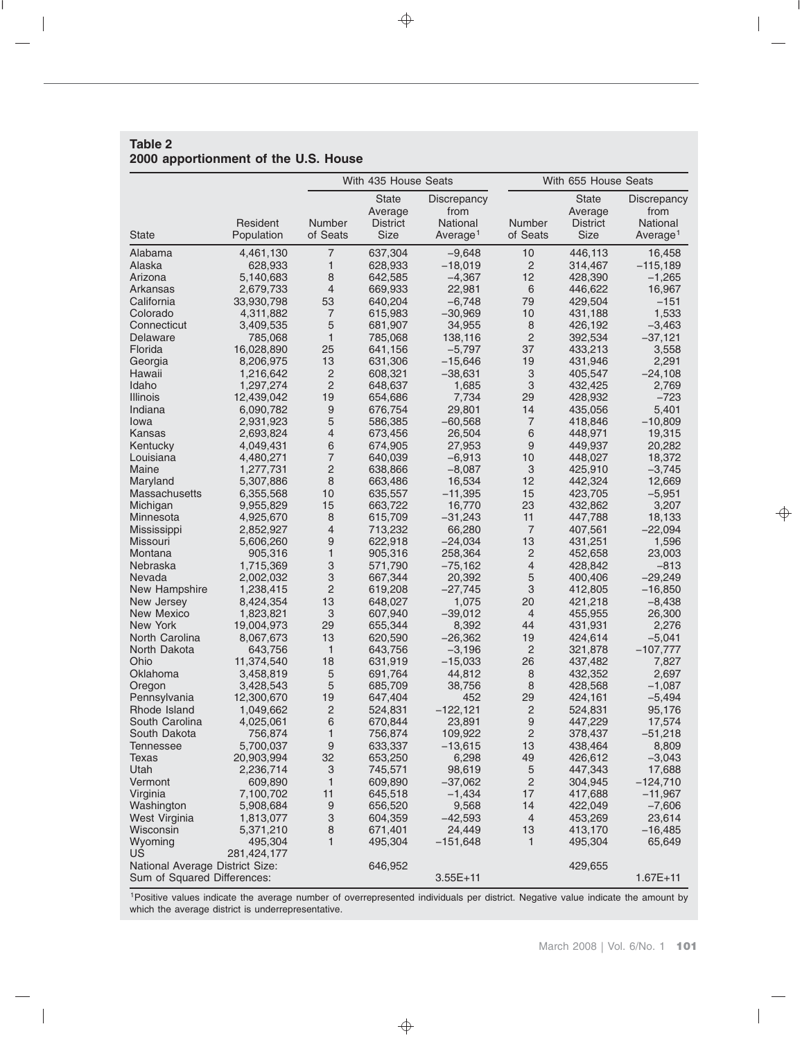**Table 2**
**2000 apportionment of the U.S. House**

| | | With 435 House Seats | | | With 655 House Seats | | |
|---|---|---|---|---|---|---|---|
| State | Resident Population | Number of Seats | State Average District Size | Discrepancy from National Average[1] | Number of Seats | State Average District Size | Discrepancy from National Average[1] |
| Alabama | 4,461,130 | 7 | 637,304 | −9,648 | 10 | 446,113 | 16,458 |
| Alaska | 628,933 | 1 | 628,933 | −18,019 | 2 | 314,467 | −115,189 |
| Arizona | 5,140,683 | 8 | 642,585 | −4,367 | 12 | 428,390 | −1,265 |
| Arkansas | 2,679,733 | 4 | 669,933 | 22,981 | 6 | 446,622 | 16,967 |
| California | 33,930,798 | 53 | 640,204 | −6,748 | 79 | 429,504 | −151 |
| Colorado | 4,311,882 | 7 | 615,983 | −30,969 | 10 | 431,188 | 1,533 |
| Connecticut | 3,409,535 | 5 | 681,907 | 34,955 | 8 | 426,192 | −3,463 |
| Delaware | 785,068 | 1 | 785,068 | 138,116 | 2 | 392,534 | −37,121 |
| Florida | 16,028,890 | 25 | 641,156 | −5,797 | 37 | 433,213 | 3,558 |
| Georgia | 8,206,975 | 13 | 631,306 | −15,646 | 19 | 431,946 | 2,291 |
| Hawaii | 1,216,642 | 2 | 608,321 | −38,631 | 3 | 405,547 | −24,108 |
| Idaho | 1,297,274 | 2 | 648,637 | 1,685 | 3 | 432,425 | 2,769 |
| Illinois | 12,439,042 | 19 | 654,686 | 7,734 | 29 | 428,932 | −723 |
| Indiana | 6,090,782 | 9 | 676,754 | 29,801 | 14 | 435,056 | 5,401 |
| Iowa | 2,931,923 | 5 | 586,385 | −60,568 | 7 | 418,846 | −10,809 |
| Kansas | 2,693,824 | 4 | 673,456 | 26,504 | 6 | 448,971 | 19,315 |
| Kentucky | 4,049,431 | 6 | 674,905 | 27,953 | 9 | 449,937 | 20,282 |
| Louisiana | 4,480,271 | 7 | 640,039 | −6,913 | 10 | 448,027 | 18,372 |
| Maine | 1,277,731 | 2 | 638,866 | −8,087 | 3 | 425,910 | −3,745 |
| Maryland | 5,307,886 | 8 | 663,486 | 16,534 | 12 | 442,324 | 12,669 |
| Massachusetts | 6,355,568 | 10 | 635,557 | −11,395 | 15 | 423,705 | −5,951 |
| Michigan | 9,955,829 | 15 | 663,722 | 16,770 | 23 | 432,862 | 3,207 |
| Minnesota | 4,925,670 | 8 | 615,709 | −31,243 | 11 | 447,788 | 18,133 |
| Mississippi | 2,852,927 | 4 | 713,232 | 66,280 | 7 | 407,561 | −22,094 |
| Missouri | 5,606,260 | 9 | 622,918 | −24,034 | 13 | 431,251 | 1,596 |
| Montana | 905,316 | 1 | 905,316 | 258,364 | 2 | 452,658 | 23,003 |
| Nebraska | 1,715,369 | 3 | 571,790 | −75,162 | 4 | 428,842 | −813 |
| Nevada | 2,002,032 | 3 | 667,344 | 20,392 | 5 | 400,406 | −29,249 |
| New Hampshire | 1,238,415 | 2 | 619,208 | −27,745 | 3 | 412,805 | −16,850 |
| New Jersey | 8,424,354 | 13 | 648,027 | 1,075 | 20 | 421,218 | −8,438 |
| New Mexico | 1,823,821 | 3 | 607,940 | −39,012 | 4 | 455,955 | 26,300 |
| New York | 19,004,973 | 29 | 655,344 | 8,392 | 44 | 431,931 | 2,276 |
| North Carolina | 8,067,673 | 13 | 620,590 | −26,362 | 19 | 424,614 | −5,041 |
| North Dakota | 643,756 | 1 | 643,756 | −3,196 | 2 | 321,878 | −107,777 |
| Ohio | 11,374,540 | 18 | 631,919 | −15,033 | 26 | 437,482 | 7,827 |
| Oklahoma | 3,458,819 | 5 | 691,764 | 44,812 | 8 | 432,352 | 2,697 |
| Oregon | 3,428,543 | 5 | 685,709 | 38,756 | 8 | 428,568 | −1,087 |
| Pennsylvania | 12,300,670 | 19 | 647,404 | 452 | 29 | 424,161 | −5,494 |
| Rhode Island | 1,049,662 | 2 | 524,831 | −122,121 | 2 | 524,831 | 95,176 |
| South Carolina | 4,025,061 | 6 | 670,844 | 23,891 | 9 | 447,229 | 17,574 |
| South Dakota | 756,874 | 1 | 756,874 | 109,922 | 2 | 378,437 | −51,218 |
| Tennessee | 5,700,037 | 9 | 633,337 | −13,615 | 13 | 438,464 | 8,809 |
| Texas | 20,903,994 | 32 | 653,250 | 6,298 | 49 | 426,612 | −3,043 |
| Utah | 2,236,714 | 3 | 745,571 | 98,619 | 5 | 447,343 | 17,688 |
| Vermont | 609,890 | 1 | 609,890 | −37,062 | 2 | 304,945 | −124,710 |
| Virginia | 7,100,702 | 11 | 645,518 | −1,434 | 17 | 417,688 | −11,967 |
| Washington | 5,908,684 | 9 | 656,520 | 9,568 | 14 | 422,049 | −7,606 |
| West Virginia | 1,813,077 | 3 | 604,359 | −42,593 | 4 | 453,269 | 23,614 |
| Wisconsin | 5,371,210 | 8 | 671,401 | 24,449 | 13 | 413,170 | −16,485 |
| Wyoming | 495,304 | 1 | 495,304 | −151,648 | 1 | 495,304 | 65,649 |
| US | 281,424,177 | | | | | | |
| National Average District Size: | | | 646,952 | | | 429,655 | |
| Sum of Squared Differences: | | | | 3.55E+11 | | | 1.67E+11 |

[1]Positive values indicate the average number of overrepresented individuals per district. Negative value indicate the amount by which the average district is underrepresentative.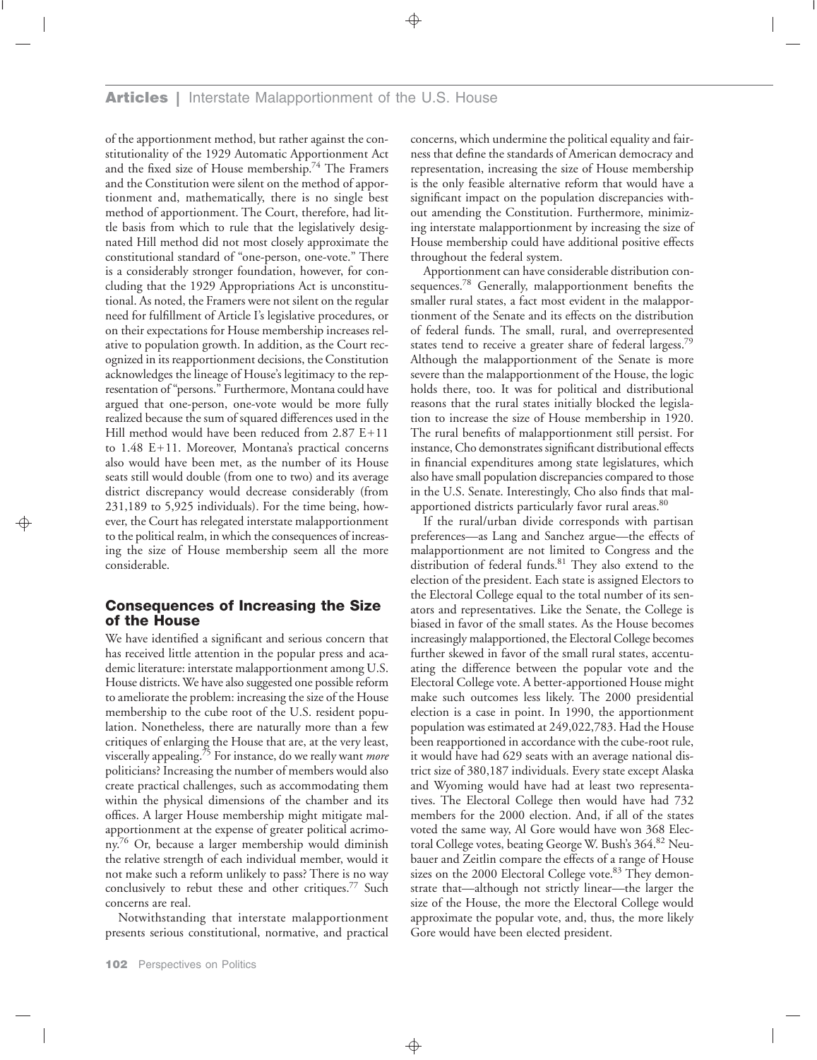of the apportionment method, but rather against the constitutionality of the 1929 Automatic Apportionment Act and the fixed size of House membership.[74] The Framers and the Constitution were silent on the method of apportionment and, mathematically, there is no single best method of apportionment. The Court, therefore, had little basis from which to rule that the legislatively designated Hill method did not most closely approximate the constitutional standard of "one-person, one-vote." There is a considerably stronger foundation, however, for concluding that the 1929 Appropriations Act is unconstitutional. As noted, the Framers were not silent on the regular need for fulfillment of Article I's legislative procedures, or on their expectations for House membership increases relative to population growth. In addition, as the Court recognized in its reapportionment decisions, the Constitution acknowledges the lineage of House's legitimacy to the representation of "persons." Furthermore, Montana could have argued that one-person, one-vote would be more fully realized because the sum of squared differences used in the Hill method would have been reduced from 2.87 E+11 to 1.48 E+11. Moreover, Montana's practical concerns also would have been met, as the number of its House seats still would double (from one to two) and its average district discrepancy would decrease considerably (from 231,189 to 5,925 individuals). For the time being, however, the Court has relegated interstate malapportionment to the political realm, in which the consequences of increasing the size of House membership seem all the more considerable.

## Consequences of Increasing the Size of the House

We have identified a significant and serious concern that has received little attention in the popular press and academic literature: interstate malapportionment among U.S. House districts. We have also suggested one possible reform to ameliorate the problem: increasing the size of the House membership to the cube root of the U.S. resident population. Nonetheless, there are naturally more than a few critiques of enlarging the House that are, at the very least, viscerally appealing.[75] For instance, do we really want *more* politicians? Increasing the number of members would also create practical challenges, such as accommodating them within the physical dimensions of the chamber and its offices. A larger House membership might mitigate malapportionment at the expense of greater political acrimony.[76] Or, because a larger membership would diminish the relative strength of each individual member, would it not make such a reform unlikely to pass? There is no way conclusively to rebut these and other critiques.[77] Such concerns are real.

Notwithstanding that interstate malapportionment presents serious constitutional, normative, and practical concerns, which undermine the political equality and fairness that define the standards of American democracy and representation, increasing the size of House membership is the only feasible alternative reform that would have a significant impact on the population discrepancies without amending the Constitution. Furthermore, minimizing interstate malapportionment by increasing the size of House membership could have additional positive effects throughout the federal system.

Apportionment can have considerable distribution consequences.[78] Generally, malapportionment benefits the smaller rural states, a fact most evident in the malapportionment of the Senate and its effects on the distribution of federal funds. The small, rural, and overrepresented states tend to receive a greater share of federal largess.[79] Although the malapportionment of the Senate is more severe than the malapportionment of the House, the logic holds there, too. It was for political and distributional reasons that the rural states initially blocked the legislation to increase the size of House membership in 1920. The rural benefits of malapportionment still persist. For instance, Cho demonstrates significant distributional effects in financial expenditures among state legislatures, which also have small population discrepancies compared to those in the U.S. Senate. Interestingly, Cho also finds that malapportioned districts particularly favor rural areas.[80]

If the rural/urban divide corresponds with partisan preferences—as Lang and Sanchez argue—the effects of malapportionment are not limited to Congress and the distribution of federal funds.[81] They also extend to the election of the president. Each state is assigned Electors to the Electoral College equal to the total number of its senators and representatives. Like the Senate, the College is biased in favor of the small states. As the House becomes increasingly malapportioned, the Electoral College becomes further skewed in favor of the small rural states, accentuating the difference between the popular vote and the Electoral College vote. A better-apportioned House might make such outcomes less likely. The 2000 presidential election is a case in point. In 1990, the apportionment population was estimated at 249,022,783. Had the House been reapportioned in accordance with the cube-root rule, it would have had 629 seats with an average national district size of 380,187 individuals. Every state except Alaska and Wyoming would have had at least two representatives. The Electoral College then would have had 732 members for the 2000 election. And, if all of the states voted the same way, Al Gore would have won 368 Electoral College votes, beating George W. Bush's 364.[82] Neubauer and Zeitlin compare the effects of a range of House sizes on the 2000 Electoral College vote.[83] They demonstrate that—although not strictly linear—the larger the size of the House, the more the Electoral College would approximate the popular vote, and, thus, the more likely Gore would have been elected president.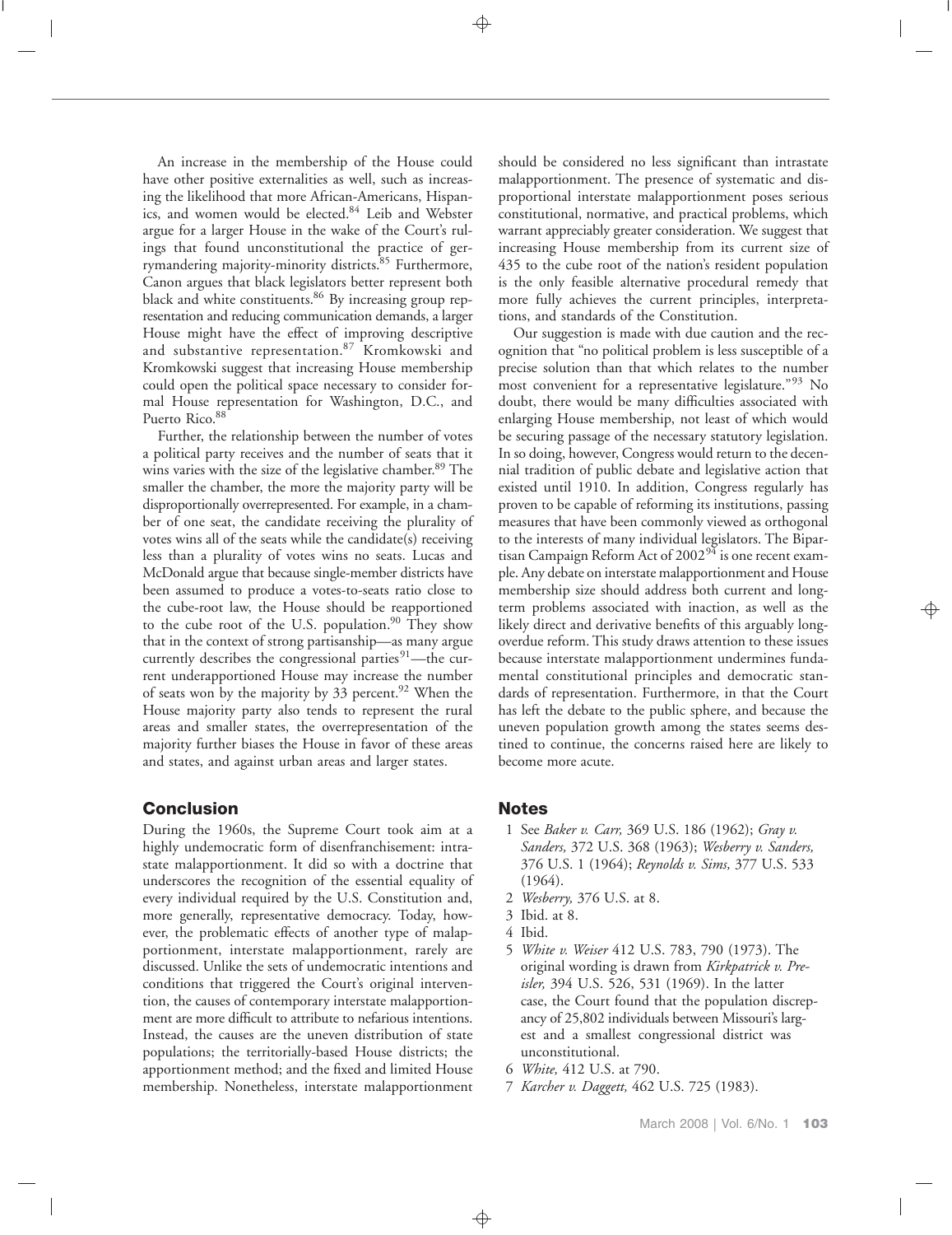An increase in the membership of the House could have other positive externalities as well, such as increasing the likelihood that more African-Americans, Hispanics, and women would be elected.[84] Leib and Webster argue for a larger House in the wake of the Court's rulings that found unconstitutional the practice of gerrymandering majority-minority districts.[85] Furthermore, Canon argues that black legislators better represent both black and white constituents.[86] By increasing group representation and reducing communication demands, a larger House might have the effect of improving descriptive and substantive representation.[87] Kromkowski and Kromkowski suggest that increasing House membership could open the political space necessary to consider formal House representation for Washington, D.C., and Puerto Rico.[88]

Further, the relationship between the number of votes a political party receives and the number of seats that it wins varies with the size of the legislative chamber.[89] The smaller the chamber, the more the majority party will be disproportionally overrepresented. For example, in a chamber of one seat, the candidate receiving the plurality of votes wins all of the seats while the candidate(s) receiving less than a plurality of votes wins no seats. Lucas and McDonald argue that because single-member districts have been assumed to produce a votes-to-seats ratio close to the cube-root law, the House should be reapportioned to the cube root of the U.S. population.[90] They show that in the context of strong partisanship—as many argue currently describes the congressional parties[91]—the current underapportioned House may increase the number of seats won by the majority by 33 percent.[92] When the House majority party also tends to represent the rural areas and smaller states, the overrepresentation of the majority further biases the House in favor of these areas and states, and against urban areas and larger states.

## Conclusion

During the 1960s, the Supreme Court took aim at a highly undemocratic form of disenfranchisement: intrastate malapportionment. It did so with a doctrine that underscores the recognition of the essential equality of every individual required by the U.S. Constitution and, more generally, representative democracy. Today, however, the problematic effects of another type of malapportionment, interstate malapportionment, rarely are discussed. Unlike the sets of undemocratic intentions and conditions that triggered the Court's original intervention, the causes of contemporary interstate malapportionment are more difficult to attribute to nefarious intentions. Instead, the causes are the uneven distribution of state populations; the territorially-based House districts; the apportionment method; and the fixed and limited House membership. Nonetheless, interstate malapportionment should be considered no less significant than intrastate malapportionment. The presence of systematic and disproportional interstate malapportionment poses serious constitutional, normative, and practical problems, which warrant appreciably greater consideration. We suggest that increasing House membership from its current size of 435 to the cube root of the nation's resident population is the only feasible alternative procedural remedy that more fully achieves the current principles, interpretations, and standards of the Constitution.

Our suggestion is made with due caution and the recognition that "no political problem is less susceptible of a precise solution than that which relates to the number most convenient for a representative legislature."[93] No doubt, there would be many difficulties associated with enlarging House membership, not least of which would be securing passage of the necessary statutory legislation. In so doing, however, Congress would return to the decennial tradition of public debate and legislative action that existed until 1910. In addition, Congress regularly has proven to be capable of reforming its institutions, passing measures that have been commonly viewed as orthogonal to the interests of many individual legislators. The Bipartisan Campaign Reform Act of 2002[94] is one recent example. Any debate on interstate malapportionment and House membership size should address both current and long-term problems associated with inaction, as well as the likely direct and derivative benefits of this arguably long-overdue reform. This study draws attention to these issues because interstate malapportionment undermines fundamental constitutional principles and democratic standards of representation. Furthermore, in that the Court has left the debate to the public sphere, and because the uneven population growth among the states seems destined to continue, the concerns raised here are likely to become more acute.

## Notes

1. See *Baker v. Carr,* 369 U.S. 186 (1962); *Gray v. Sanders,* 372 U.S. 368 (1963); *Wesberry v. Sanders,* 376 U.S. 1 (1964); *Reynolds v. Sims,* 377 U.S. 533 (1964).
2. *Wesberry,* 376 U.S. at 8.
3. Ibid. at 8.
4. Ibid.
5. *White v. Weiser* 412 U.S. 783, 790 (1973). The original wording is drawn from *Kirkpatrick v. Preisler,* 394 U.S. 526, 531 (1969). In the latter case, the Court found that the population discrepancy of 25,802 individuals between Missouri's largest and a smallest congressional district was unconstitutional.
6. *White,* 412 U.S. at 790.
7. *Karcher v. Daggett,* 462 U.S. 725 (1983).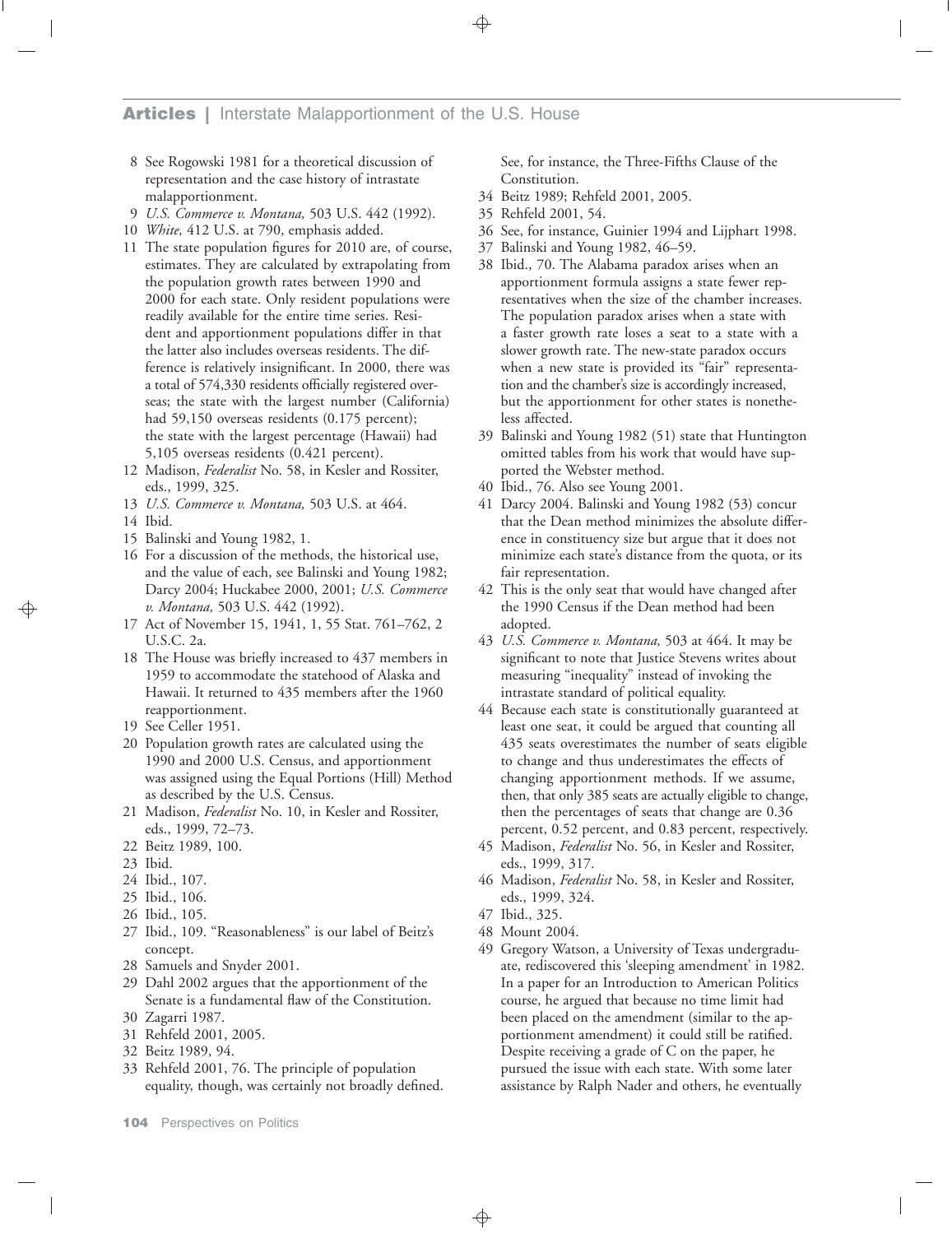8 See Rogowski 1981 for a theoretical discussion of representation and the case history of intrastate malapportionment.

9 *U.S. Commerce v. Montana,* 503 U.S. 442 (1992).

10 *White,* 412 U.S. at 790, emphasis added.

11 The state population figures for 2010 are, of course, estimates. They are calculated by extrapolating from the population growth rates between 1990 and 2000 for each state. Only resident populations were readily available for the entire time series. Resident and apportionment populations differ in that the latter also includes overseas residents. The difference is relatively insignificant. In 2000, there was a total of 574,330 residents officially registered overseas; the state with the largest number (California) had 59,150 overseas residents (0.175 percent); the state with the largest percentage (Hawaii) had 5,105 overseas residents (0.421 percent).

12 Madison, *Federalist* No. 58, in Kesler and Rossiter, eds., 1999, 325.

13 *U.S. Commerce v. Montana,* 503 U.S. at 464.

14 Ibid.

15 Balinski and Young 1982, 1.

16 For a discussion of the methods, the historical use, and the value of each, see Balinski and Young 1982; Darcy 2004; Huckabee 2000, 2001; *U.S. Commerce v. Montana,* 503 U.S. 442 (1992).

17 Act of November 15, 1941, 1, 55 Stat. 761–762, 2 U.S.C. 2a.

18 The House was briefly increased to 437 members in 1959 to accommodate the statehood of Alaska and Hawaii. It returned to 435 members after the 1960 reapportionment.

19 See Celler 1951.

20 Population growth rates are calculated using the 1990 and 2000 U.S. Census, and apportionment was assigned using the Equal Portions (Hill) Method as described by the U.S. Census.

21 Madison, *Federalist* No. 10, in Kesler and Rossiter, eds., 1999, 72–73.

22 Beitz 1989, 100.

23 Ibid.

24 Ibid., 107.

25 Ibid., 106.

26 Ibid., 105.

27 Ibid., 109. "Reasonableness" is our label of Beitz's concept.

28 Samuels and Snyder 2001.

29 Dahl 2002 argues that the apportionment of the Senate is a fundamental flaw of the Constitution.

30 Zagarri 1987.

31 Rehfeld 2001, 2005.

32 Beitz 1989, 94.

33 Rehfeld 2001, 76. The principle of population equality, though, was certainly not broadly defined. See, for instance, the Three-Fifths Clause of the Constitution.

34 Beitz 1989; Rehfeld 2001, 2005.

35 Rehfeld 2001, 54.

36 See, for instance, Guinier 1994 and Lijphart 1998.

37 Balinski and Young 1982, 46–59.

38 Ibid., 70. The Alabama paradox arises when an apportionment formula assigns a state fewer representatives when the size of the chamber increases. The population paradox arises when a state with a faster growth rate loses a seat to a state with a slower growth rate. The new-state paradox occurs when a new state is provided its "fair" representation and the chamber's size is accordingly increased, but the apportionment for other states is nonetheless affected.

39 Balinski and Young 1982 (51) state that Huntington omitted tables from his work that would have supported the Webster method.

40 Ibid., 76. Also see Young 2001.

41 Darcy 2004. Balinski and Young 1982 (53) concur that the Dean method minimizes the absolute difference in constituency size but argue that it does not minimize each state's distance from the quota, or its fair representation.

42 This is the only seat that would have changed after the 1990 Census if the Dean method had been adopted.

43 *U.S. Commerce v. Montana,* 503 at 464. It may be significant to note that Justice Stevens writes about measuring "inequality" instead of invoking the intrastate standard of political equality.

44 Because each state is constitutionally guaranteed at least one seat, it could be argued that counting all 435 seats overestimates the number of seats eligible to change and thus underestimates the effects of changing apportionment methods. If we assume, then, that only 385 seats are actually eligible to change, then the percentages of seats that change are 0.36 percent, 0.52 percent, and 0.83 percent, respectively.

45 Madison, *Federalist* No. 56, in Kesler and Rossiter, eds., 1999, 317.

46 Madison, *Federalist* No. 58, in Kesler and Rossiter, eds., 1999, 324.

47 Ibid., 325.

48 Mount 2004.

49 Gregory Watson, a University of Texas undergraduate, rediscovered this 'sleeping amendment' in 1982. In a paper for an Introduction to American Politics course, he argued that because no time limit had been placed on the amendment (similar to the apportionment amendment) it could still be ratified. Despite receiving a grade of C on the paper, he pursued the issue with each state. With some later assistance by Ralph Nader and others, he eventually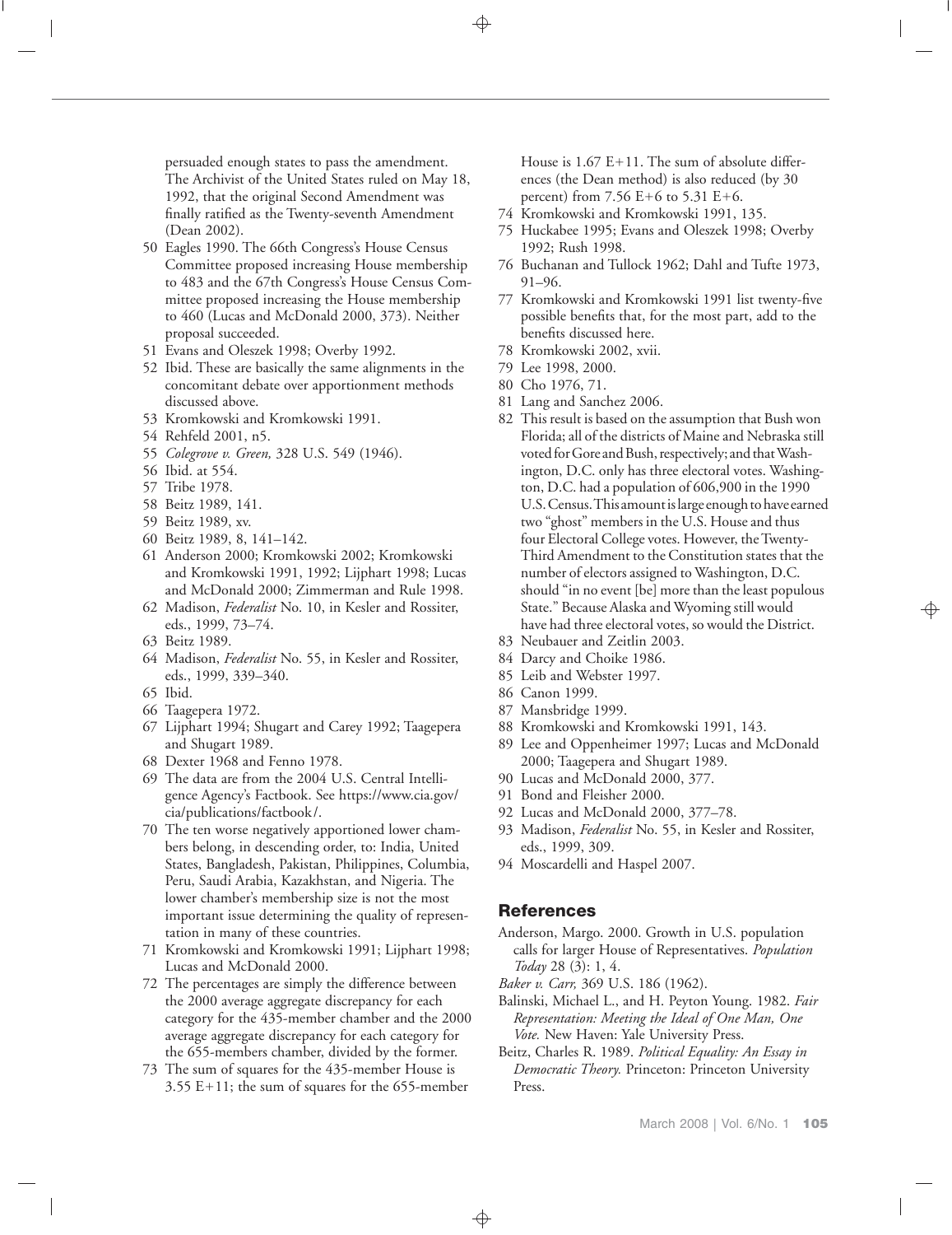persuaded enough states to pass the amendment. The Archivist of the United States ruled on May 18, 1992, that the original Second Amendment was finally ratified as the Twenty-seventh Amendment (Dean 2002).

50 Eagles 1990. The 66th Congress's House Census Committee proposed increasing House membership to 483 and the 67th Congress's House Census Committee proposed increasing the House membership to 460 (Lucas and McDonald 2000, 373). Neither proposal succeeded.

51 Evans and Oleszek 1998; Overby 1992.

52 Ibid. These are basically the same alignments in the concomitant debate over apportionment methods discussed above.

53 Kromkowski and Kromkowski 1991.

54 Rehfeld 2001, n5.

55 *Colegrove v. Green,* 328 U.S. 549 (1946).

56 Ibid. at 554.

57 Tribe 1978.

58 Beitz 1989, 141.

59 Beitz 1989, xv.

60 Beitz 1989, 8, 141–142.

61 Anderson 2000; Kromkowski 2002; Kromkowski and Kromkowski 1991, 1992; Lijphart 1998; Lucas and McDonald 2000; Zimmerman and Rule 1998.

62 Madison, *Federalist* No. 10, in Kesler and Rossiter, eds., 1999, 73–74.

63 Beitz 1989.

64 Madison, *Federalist* No. 55, in Kesler and Rossiter, eds., 1999, 339–340.

65 Ibid.

66 Taagepera 1972.

67 Lijphart 1994; Shugart and Carey 1992; Taagepera and Shugart 1989.

68 Dexter 1968 and Fenno 1978.

69 The data are from the 2004 U.S. Central Intelligence Agency's Factbook. See https://www.cia.gov/cia/publications/factbook/.

70 The ten worse negatively apportioned lower chambers belong, in descending order, to: India, United States, Bangladesh, Pakistan, Philippines, Columbia, Peru, Saudi Arabia, Kazakhstan, and Nigeria. The lower chamber's membership size is not the most important issue determining the quality of representation in many of these countries.

71 Kromkowski and Kromkowski 1991; Lijphart 1998; Lucas and McDonald 2000.

72 The percentages are simply the difference between the 2000 average aggregate discrepancy for each category for the 435-member chamber and the 2000 average aggregate discrepancy for each category for the 655-members chamber, divided by the former.

73 The sum of squares for the 435-member House is 3.55 E+11; the sum of squares for the 655-member House is 1.67 E+11. The sum of absolute differences (the Dean method) is also reduced (by 30 percent) from 7.56 E+6 to 5.31 E+6.

74 Kromkowski and Kromkowski 1991, 135.

75 Huckabee 1995; Evans and Oleszek 1998; Overby 1992; Rush 1998.

76 Buchanan and Tullock 1962; Dahl and Tufte 1973, 91–96.

77 Kromkowski and Kromkowski 1991 list twenty-five possible benefits that, for the most part, add to the benefits discussed here.

78 Kromkowski 2002, xvii.

79 Lee 1998, 2000.

80 Cho 1976, 71.

81 Lang and Sanchez 2006.

82 This result is based on the assumption that Bush won Florida; all of the districts of Maine and Nebraska still voted for Gore and Bush, respectively; and that Washington, D.C. only has three electoral votes. Washington, D.C. had a population of 606,900 in the 1990 U.S. Census. This amount is large enough to have earned two "ghost" members in the U.S. House and thus four Electoral College votes. However, the Twenty-Third Amendment to the Constitution states that the number of electors assigned to Washington, D.C. should "in no event [be] more than the least populous State." Because Alaska and Wyoming still would have had three electoral votes, so would the District.

83 Neubauer and Zeitlin 2003.

84 Darcy and Choike 1986.

85 Leib and Webster 1997.

86 Canon 1999.

87 Mansbridge 1999.

88 Kromkowski and Kromkowski 1991, 143.

89 Lee and Oppenheimer 1997; Lucas and McDonald 2000; Taagepera and Shugart 1989.

90 Lucas and McDonald 2000, 377.

91 Bond and Fleisher 2000.

92 Lucas and McDonald 2000, 377–78.

93 Madison, *Federalist* No. 55, in Kesler and Rossiter, eds., 1999, 309.

94 Moscardelli and Haspel 2007.

## References

Anderson, Margo. 2000. Growth in U.S. population calls for larger House of Representatives. *Population Today* 28 (3): 1, 4.

*Baker v. Carr,* 369 U.S. 186 (1962).

Balinski, Michael L., and H. Peyton Young. 1982. *Fair Representation: Meeting the Ideal of One Man, One Vote.* New Haven: Yale University Press.

Beitz, Charles R. 1989. *Political Equality: An Essay in Democratic Theory.* Princeton: Princeton University Press.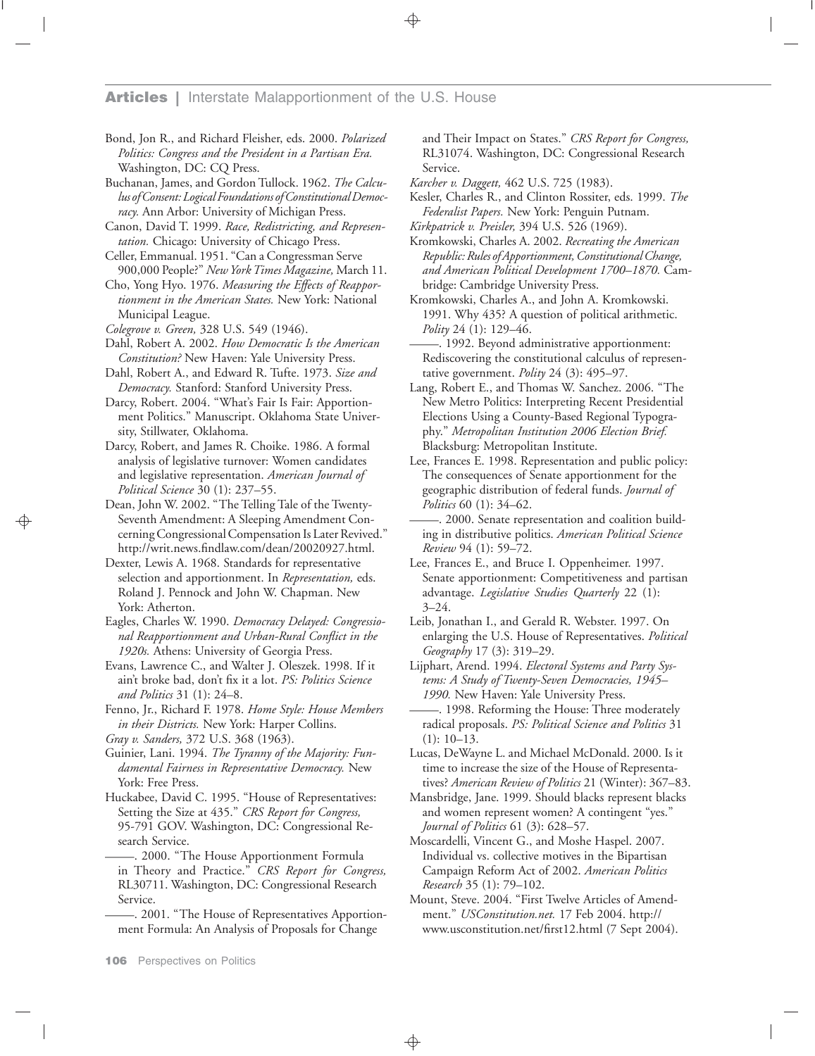Bond, Jon R., and Richard Fleisher, eds. 2000. *Polarized Politics: Congress and the President in a Partisan Era.* Washington, DC: CQ Press.

Buchanan, James, and Gordon Tullock. 1962. *The Calculus of Consent: Logical Foundations of Constitutional Democracy.* Ann Arbor: University of Michigan Press.

Canon, David T. 1999. *Race, Redistricting, and Representation.* Chicago: University of Chicago Press.

Celler, Emmanual. 1951. "Can a Congressman Serve 900,000 People?" *New York Times Magazine,* March 11.

Cho, Yong Hyo. 1976. *Measuring the Effects of Reapportionment in the American States.* New York: National Municipal League.

*Colegrove v. Green,* 328 U.S. 549 (1946).

Dahl, Robert A. 2002. *How Democratic Is the American Constitution?* New Haven: Yale University Press.

Dahl, Robert A., and Edward R. Tufte. 1973. *Size and Democracy.* Stanford: Stanford University Press.

Darcy, Robert. 2004. "What's Fair Is Fair: Apportionment Politics." Manuscript. Oklahoma State University, Stillwater, Oklahoma.

Darcy, Robert, and James R. Choike. 1986. A formal analysis of legislative turnover: Women candidates and legislative representation. *American Journal of Political Science* 30 (1): 237–55.

Dean, John W. 2002. "The Telling Tale of the Twenty-Seventh Amendment: A Sleeping Amendment Concerning Congressional Compensation Is Later Revived." http://writ.news.findlaw.com/dean/20020927.html.

Dexter, Lewis A. 1968. Standards for representative selection and apportionment. In *Representation,* eds. Roland J. Pennock and John W. Chapman. New York: Atherton.

Eagles, Charles W. 1990. *Democracy Delayed: Congressional Reapportionment and Urban-Rural Conflict in the 1920s.* Athens: University of Georgia Press.

Evans, Lawrence C., and Walter J. Oleszek. 1998. If it ain't broke bad, don't fix it a lot. *PS: Politics Science and Politics* 31 (1): 24–8.

Fenno, Jr., Richard F. 1978. *Home Style: House Members in their Districts.* New York: Harper Collins.

*Gray v. Sanders,* 372 U.S. 368 (1963).

Guinier, Lani. 1994. *The Tyranny of the Majority: Fundamental Fairness in Representative Democracy.* New York: Free Press.

Huckabee, David C. 1995. "House of Representatives: Setting the Size at 435." *CRS Report for Congress,* 95-791 GOV. Washington, DC: Congressional Research Service.

———. 2000. "The House Apportionment Formula in Theory and Practice." *CRS Report for Congress,* RL30711. Washington, DC: Congressional Research Service.

———. 2001. "The House of Representatives Apportionment Formula: An Analysis of Proposals for Change and Their Impact on States." *CRS Report for Congress,* RL31074. Washington, DC: Congressional Research Service.

*Karcher v. Daggett,* 462 U.S. 725 (1983).

Kesler, Charles R., and Clinton Rossiter, eds. 1999. *The Federalist Papers.* New York: Penguin Putnam.

*Kirkpatrick v. Preisler,* 394 U.S. 526 (1969).

Kromkowski, Charles A. 2002. *Recreating the American Republic: Rules of Apportionment, Constitutional Change, and American Political Development 1700–1870.* Cambridge: Cambridge University Press.

Kromkowski, Charles A., and John A. Kromkowski. 1991. Why 435? A question of political arithmetic. *Polity* 24 (1): 129–46.

———. 1992. Beyond administrative apportionment: Rediscovering the constitutional calculus of representative government. *Polity* 24 (3): 495–97.

Lang, Robert E., and Thomas W. Sanchez. 2006. "The New Metro Politics: Interpreting Recent Presidential Elections Using a County-Based Regional Typography." *Metropolitan Institution 2006 Election Brief.* Blacksburg: Metropolitan Institute.

Lee, Frances E. 1998. Representation and public policy: The consequences of Senate apportionment for the geographic distribution of federal funds. *Journal of Politics* 60 (1): 34–62.

———. 2000. Senate representation and coalition building in distributive politics. *American Political Science Review* 94 (1): 59–72.

Lee, Frances E., and Bruce I. Oppenheimer. 1997. Senate apportionment: Competitiveness and partisan advantage. *Legislative Studies Quarterly* 22 (1): 3–24.

Leib, Jonathan I., and Gerald R. Webster. 1997. On enlarging the U.S. House of Representatives. *Political Geography* 17 (3): 319–29.

Lijphart, Arend. 1994. *Electoral Systems and Party Systems: A Study of Twenty-Seven Democracies, 1945–1990.* New Haven: Yale University Press.

———. 1998. Reforming the House: Three moderately radical proposals. *PS: Political Science and Politics* 31 (1): 10–13.

Lucas, DeWayne L. and Michael McDonald. 2000. Is it time to increase the size of the House of Representatives? *American Review of Politics* 21 (Winter): 367–83.

Mansbridge, Jane. 1999. Should blacks represent blacks and women represent women? A contingent "yes." *Journal of Politics* 61 (3): 628–57.

Moscardelli, Vincent G., and Moshe Haspel. 2007. Individual vs. collective motives in the Bipartisan Campaign Reform Act of 2002. *American Politics Research* 35 (1): 79–102.

Mount, Steve. 2004. "First Twelve Articles of Amendment." *USConstitution.net.* 17 Feb 2004. http://www.usconstitution.net/first12.html (7 Sept 2004).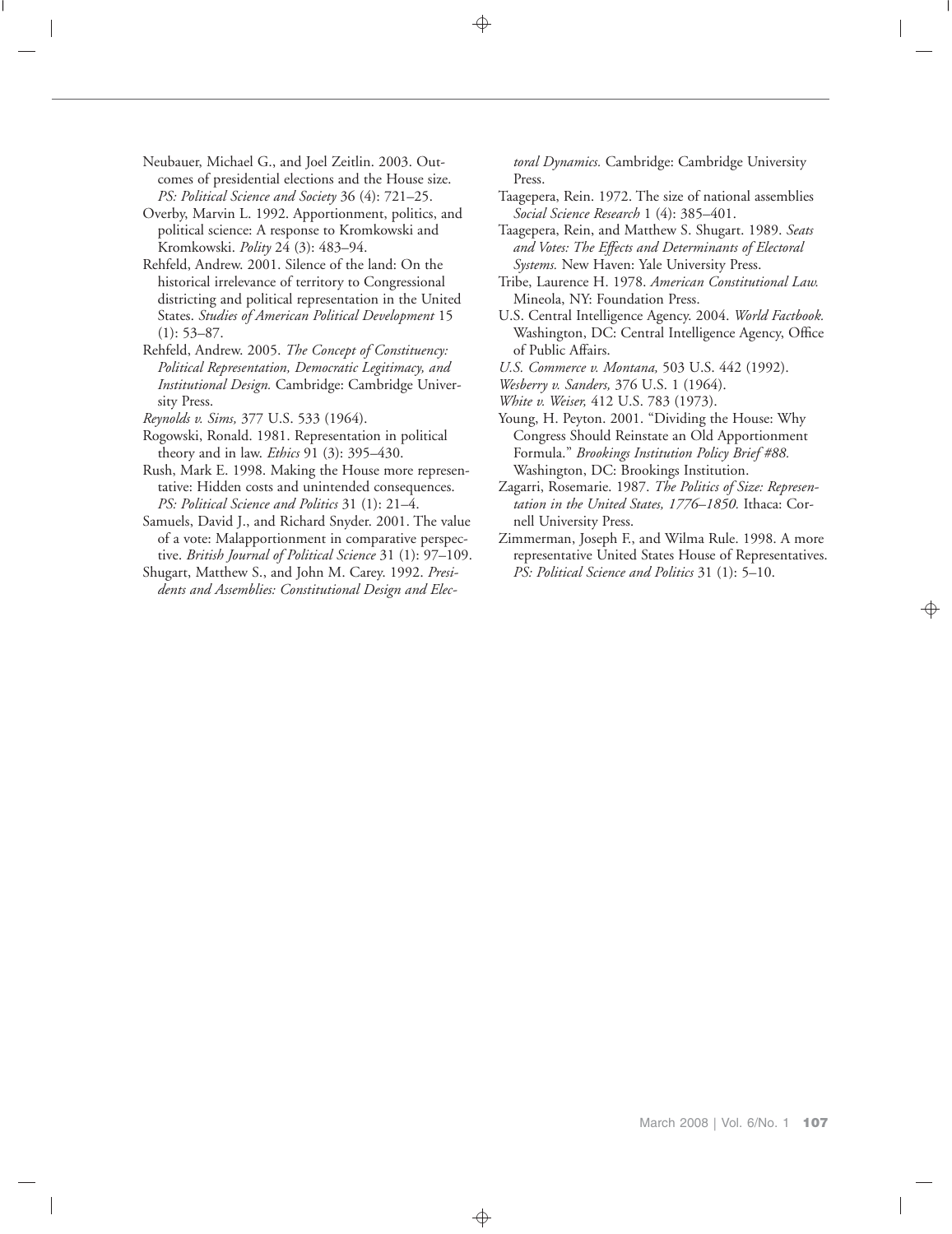Neubauer, Michael G., and Joel Zeitlin. 2003. Outcomes of presidential elections and the House size. *PS: Political Science and Society* 36 (4): 721–25.

Overby, Marvin L. 1992. Apportionment, politics, and political science: A response to Kromkowski and Kromkowski. *Polity* 24 (3): 483–94.

Rehfeld, Andrew. 2001. Silence of the land: On the historical irrelevance of territory to Congressional districting and political representation in the United States. *Studies of American Political Development* 15 (1): 53–87.

Rehfeld, Andrew. 2005. *The Concept of Constituency: Political Representation, Democratic Legitimacy, and Institutional Design.* Cambridge: Cambridge University Press.

*Reynolds v. Sims,* 377 U.S. 533 (1964).

Rogowski, Ronald. 1981. Representation in political theory and in law. *Ethics* 91 (3): 395–430.

Rush, Mark E. 1998. Making the House more representative: Hidden costs and unintended consequences. *PS: Political Science and Politics* 31 (1): 21–4.

Samuels, David J., and Richard Snyder. 2001. The value of a vote: Malapportionment in comparative perspective. *British Journal of Political Science* 31 (1): 97–109.

Shugart, Matthew S., and John M. Carey. 1992. *Presidents and Assemblies: Constitutional Design and Electoral Dynamics.* Cambridge: Cambridge University Press.

Taagepera, Rein. 1972. The size of national assemblies *Social Science Research* 1 (4): 385–401.

Taagepera, Rein, and Matthew S. Shugart. 1989. *Seats and Votes: The Effects and Determinants of Electoral Systems.* New Haven: Yale University Press.

Tribe, Laurence H. 1978. *American Constitutional Law.* Mineola, NY: Foundation Press.

U.S. Central Intelligence Agency. 2004. *World Factbook.* Washington, DC: Central Intelligence Agency, Office of Public Affairs.

*U.S. Commerce v. Montana,* 503 U.S. 442 (1992).

*Wesberry v. Sanders,* 376 U.S. 1 (1964).

*White v. Weiser,* 412 U.S. 783 (1973).

Young, H. Peyton. 2001. "Dividing the House: Why Congress Should Reinstate an Old Apportionment Formula." *Brookings Institution Policy Brief #88.* Washington, DC: Brookings Institution.

Zagarri, Rosemarie. 1987. *The Politics of Size: Representation in the United States, 1776–1850.* Ithaca: Cornell University Press.

Zimmerman, Joseph F., and Wilma Rule. 1998. A more representative United States House of Representatives. *PS: Political Science and Politics* 31 (1): 5–10.